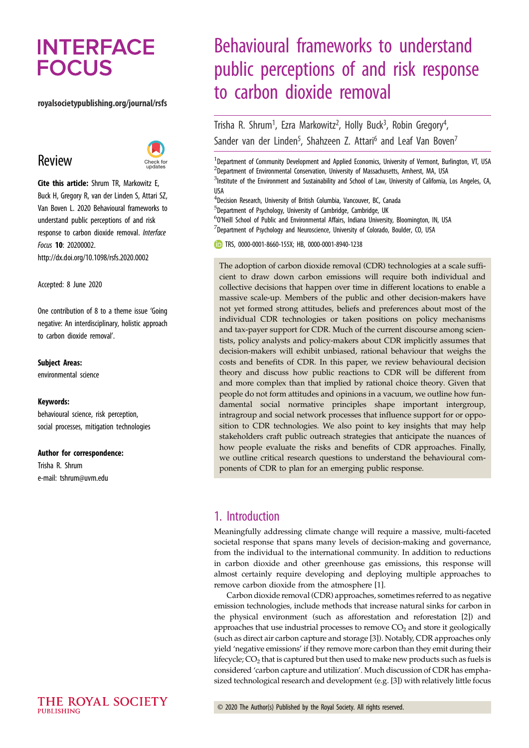# INTERFACE FOCUS

royalsocietypublishing.org/journal/rsfs

## Review

**Cite this article:** Shrum TR, Markowitz E, Buck H, Gregory R, van der Linden S, Attari SZ, Van Boven L. 2020 Behavioural frameworks to understand public perceptions of and risk response to carbon dioxide removal. *Interface Focus* **10**: 20200002. http://dx.doi.org/10.1098/rsfs.2020.0002

Accepted: 8 June 2020

One contribution of 8 to a theme issue 'Going negative: An interdisciplinary, holistic approach to carbon dioxide removal'.

**Subject Areas:**
environmental science

**Keywords:**
behavioural science, risk perception, social processes, mitigation technologies

**Author for correspondence:**
Trisha R. Shrum
e-mail: tshrum@uvm.edu

# Behavioural frameworks to understand public perceptions of and risk response to carbon dioxide removal

Trisha R. Shrum[1], Ezra Markowitz[2], Holly Buck[3], Robin Gregory[4], Sander van der Linden[5], Shahzeen Z. Attari[6] and Leaf Van Boven[7]

[1]Department of Community Development and Applied Economics, University of Vermont, Burlington, VT, USA
[2]Department of Environmental Conservation, University of Massachusetts, Amherst, MA, USA
[3]Institute of the Environment and Sustainability and School of Law, University of California, Los Angeles, CA, USA
[4]Decision Research, University of British Columbia, Vancouver, BC, Canada
[5]Department of Psychology, University of Cambridge, Cambridge, UK
[6]O'Neill School of Public and Environmental Affairs, Indiana University, Bloomington, IN, USA
[7]Department of Psychology and Neuroscience, University of Colorado, Boulder, CO, USA

TRS, 0000-0001-8660-155X; HB, 0000-0001-8940-1238

The adoption of carbon dioxide removal (CDR) technologies at a scale sufficient to draw down carbon emissions will require both individual and collective decisions that happen over time in different locations to enable a massive scale-up. Members of the public and other decision-makers have not yet formed strong attitudes, beliefs and preferences about most of the individual CDR technologies or taken positions on policy mechanisms and tax-payer support for CDR. Much of the current discourse among scientists, policy analysts and policy-makers about CDR implicitly assumes that decision-makers will exhibit unbiased, rational behaviour that weighs the costs and benefits of CDR. In this paper, we review behavioural decision theory and discuss how public reactions to CDR will be different from and more complex than that implied by rational choice theory. Given that people do not form attitudes and opinions in a vacuum, we outline how fundamental social normative principles shape important intergroup, intragroup and social network processes that influence support for or opposition to CDR technologies. We also point to key insights that may help stakeholders craft public outreach strategies that anticipate the nuances of how people evaluate the risks and benefits of CDR approaches. Finally, we outline critical research questions to understand the behavioural components of CDR to plan for an emerging public response.

## 1. Introduction

Meaningfully addressing climate change will require a massive, multi-faceted societal response that spans many levels of decision-making and governance, from the individual to the international community. In addition to reductions in carbon dioxide and other greenhouse gas emissions, this response will almost certainly require developing and deploying multiple approaches to remove carbon dioxide from the atmosphere [1].

Carbon dioxide removal (CDR) approaches, sometimes referred to as negative emission technologies, include methods that increase natural sinks for carbon in the physical environment (such as afforestation and reforestation [2]) and approaches that use industrial processes to remove $CO_2$ and store it geologically (such as direct air carbon capture and storage [3]). Notably, CDR approaches only yield 'negative emissions' if they remove more carbon than they emit during their lifecycle; $CO_2$ that is captured but then used to make new products such as fuels is considered 'carbon capture and utilization'. Much discussion of CDR has emphasized technological research and development (e.g. [3]) with relatively little focus

© 2020 The Author(s) Published by the Royal Society. All rights reserved.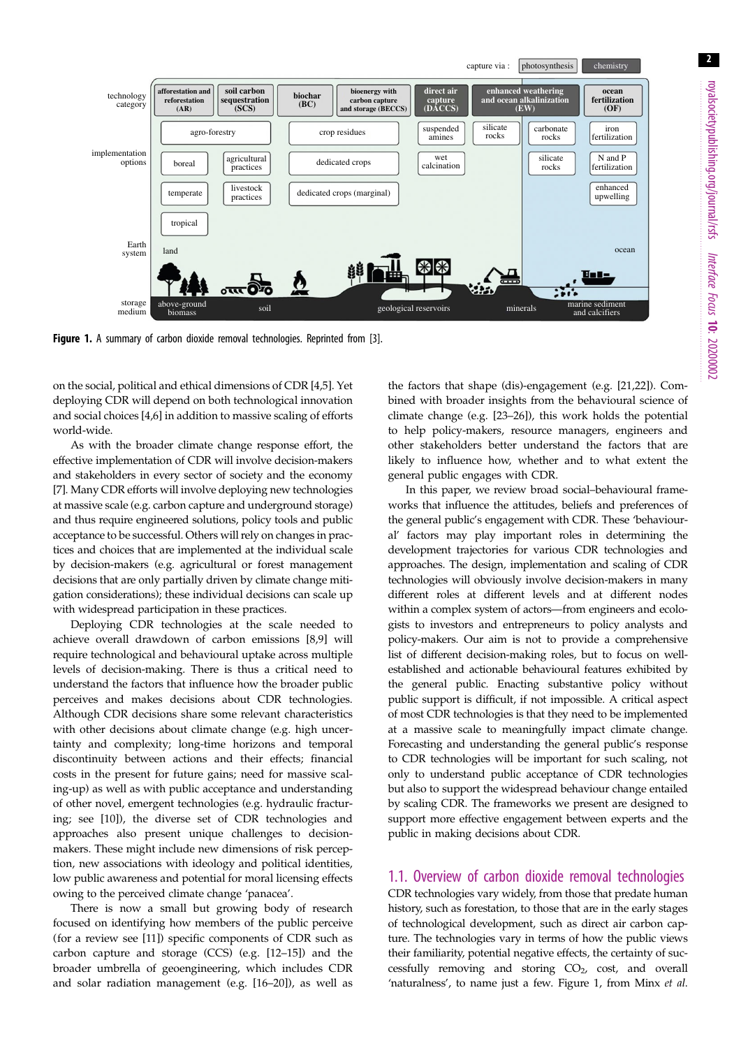**Figure 1.** A summary of carbon dioxide removal technologies. Reprinted from [3].

on the social, political and ethical dimensions of CDR [4,5]. Yet deploying CDR will depend on both technological innovation and social choices [4,6] in addition to massive scaling of efforts world-wide.

As with the broader climate change response effort, the effective implementation of CDR will involve decision-makers and stakeholders in every sector of society and the economy [7]. Many CDR efforts will involve deploying new technologies at massive scale (e.g. carbon capture and underground storage) and thus require engineered solutions, policy tools and public acceptance to be successful. Others will rely on changes in practices and choices that are implemented at the individual scale by decision-makers (e.g. agricultural or forest management decisions that are only partially driven by climate change mitigation considerations); these individual decisions can scale up with widespread participation in these practices.

Deploying CDR technologies at the scale needed to achieve overall drawdown of carbon emissions [8,9] will require technological and behavioural uptake across multiple levels of decision-making. There is thus a critical need to understand the factors that influence how the broader public perceives and makes decisions about CDR technologies. Although CDR decisions share some relevant characteristics with other decisions about climate change (e.g. high uncertainty and complexity; long-time horizons and temporal discontinuity between actions and their effects; financial costs in the present for future gains; need for massive scaling-up) as well as with public acceptance and understanding of other novel, emergent technologies (e.g. hydraulic fracturing; see [10]), the diverse set of CDR technologies and approaches also present unique challenges to decision-makers. These might include new dimensions of risk perception, new associations with ideology and political identities, low public awareness and potential for moral licensing effects owing to the perceived climate change 'panacea'.

There is now a small but growing body of research focused on identifying how members of the public perceive (for a review see [11]) specific components of CDR such as carbon capture and storage (CCS) (e.g. [12–15]) and the broader umbrella of geoengineering, which includes CDR and solar radiation management (e.g. [16–20]), as well as the factors that shape (dis)-engagement (e.g. [21,22]). Combined with broader insights from the behavioural science of climate change (e.g. [23–26]), this work holds the potential to help policy-makers, resource managers, engineers and other stakeholders better understand the factors that are likely to influence how, whether and to what extent the general public engages with CDR.

In this paper, we review broad social–behavioural frameworks that influence the attitudes, beliefs and preferences of the general public's engagement with CDR. These 'behavioural' factors may play important roles in determining the development trajectories for various CDR technologies and approaches. The design, implementation and scaling of CDR technologies will obviously involve decision-makers in many different roles at different levels and at different nodes within a complex system of actors—from engineers and ecologists to investors and entrepreneurs to policy analysts and policy-makers. Our aim is not to provide a comprehensive list of different decision-making roles, but to focus on well-established and actionable behavioural features exhibited by the general public. Enacting substantive policy without public support is difficult, if not impossible. A critical aspect of most CDR technologies is that they need to be implemented at a massive scale to meaningfully impact climate change. Forecasting and understanding the general public's response to CDR technologies will be important for such scaling, not only to understand public acceptance of CDR technologies but also to support the widespread behaviour change entailed by scaling CDR. The frameworks we present are designed to support more effective engagement between experts and the public in making decisions about CDR.

## 1.1. Overview of carbon dioxide removal technologies

CDR technologies vary widely, from those that predate human history, such as forestation, to those that are in the early stages of technological development, such as direct air carbon capture. The technologies vary in terms of how the public views their familiarity, potential negative effects, the certainty of successfully removing and storing $CO_2$, cost, and overall 'naturalness', to name just a few. Figure 1, from Minx *et al.*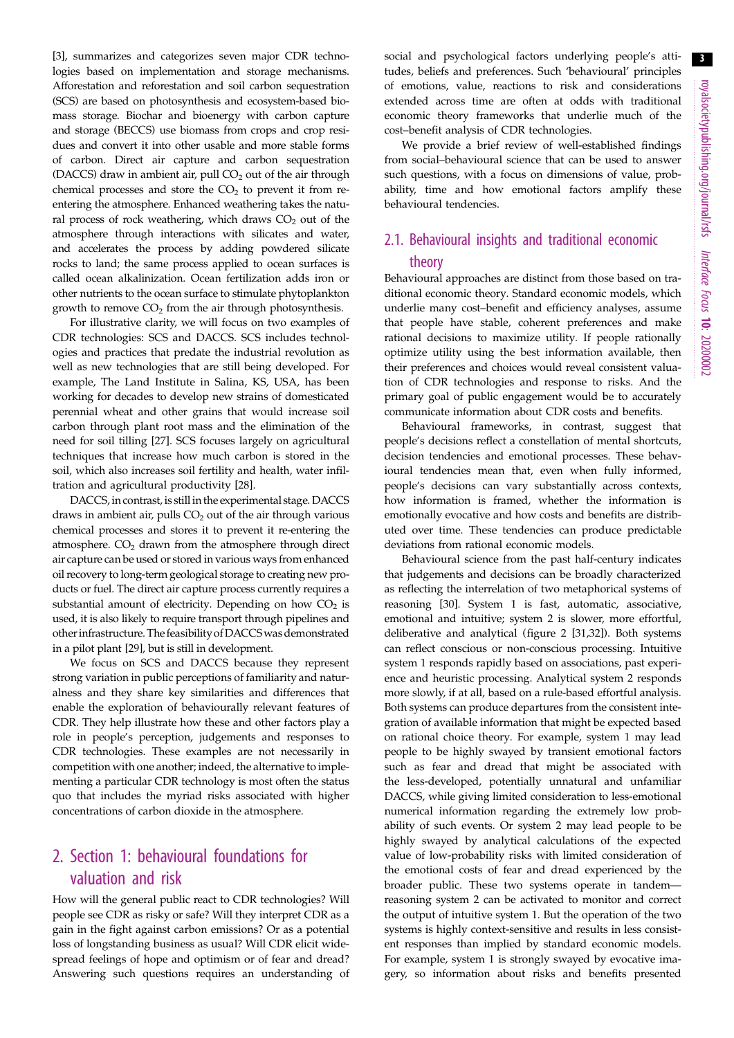[3], summarizes and categorizes seven major CDR technologies based on implementation and storage mechanisms. Afforestation and reforestation and soil carbon sequestration (SCS) are based on photosynthesis and ecosystem-based biomass storage. Biochar and bioenergy with carbon capture and storage (BECCS) use biomass from crops and crop residues and convert it into other usable and more stable forms of carbon. Direct air capture and carbon sequestration (DACCS) draw in ambient air, pull $CO_2$ out of the air through chemical processes and store the $CO_2$ to prevent it from re-entering the atmosphere. Enhanced weathering takes the natural process of rock weathering, which draws $CO_2$ out of the atmosphere through interactions with silicates and water, and accelerates the process by adding powdered silicate rocks to land; the same process applied to ocean surfaces is called ocean alkalinization. Ocean fertilization adds iron or other nutrients to the ocean surface to stimulate phytoplankton growth to remove $CO_2$ from the air through photosynthesis.

For illustrative clarity, we will focus on two examples of CDR technologies: SCS and DACCS. SCS includes technologies and practices that predate the industrial revolution as well as new technologies that are still being developed. For example, The Land Institute in Salina, KS, USA, has been working for decades to develop new strains of domesticated perennial wheat and other grains that would increase soil carbon through plant root mass and the elimination of the need for soil tilling [27]. SCS focuses largely on agricultural techniques that increase how much carbon is stored in the soil, which also increases soil fertility and health, water infiltration and agricultural productivity [28].

DACCS, in contrast, is still in the experimental stage. DACCS draws in ambient air, pulls $CO_2$ out of the air through various chemical processes and stores it to prevent it re-entering the atmosphere. $CO_2$ drawn from the atmosphere through direct air capture can be used or stored in various ways from enhanced oil recovery to long-term geological storage to creating new products or fuel. The direct air capture process currently requires a substantial amount of electricity. Depending on how $CO_2$ is used, it is also likely to require transport through pipelines and other infrastructure. The feasibility of DACCS was demonstrated in a pilot plant [29], but is still in development.

We focus on SCS and DACCS because they represent strong variation in public perceptions of familiarity and naturalness and they share key similarities and differences that enable the exploration of behaviourally relevant features of CDR. They help illustrate how these and other factors play a role in people's perception, judgements and responses to CDR technologies. These examples are not necessarily in competition with one another; indeed, the alternative to implementing a particular CDR technology is most often the status quo that includes the myriad risks associated with higher concentrations of carbon dioxide in the atmosphere.

## 2. Section 1: behavioural foundations for valuation and risk

How will the general public react to CDR technologies? Will people see CDR as risky or safe? Will they interpret CDR as a gain in the fight against carbon emissions? Or as a potential loss of longstanding business as usual? Will CDR elicit widespread feelings of hope and optimism or of fear and dread? Answering such questions requires an understanding of social and psychological factors underlying people's attitudes, beliefs and preferences. Such 'behavioural' principles of emotions, value, reactions to risk and considerations extended across time are often at odds with traditional economic theory frameworks that underlie much of the cost–benefit analysis of CDR technologies.

We provide a brief review of well-established findings from social–behavioural science that can be used to answer such questions, with a focus on dimensions of value, probability, time and how emotional factors amplify these behavioural tendencies.

### 2.1. Behavioural insights and traditional economic theory

Behavioural approaches are distinct from those based on traditional economic theory. Standard economic models, which underlie many cost–benefit and efficiency analyses, assume that people have stable, coherent preferences and make rational decisions to maximize utility. If people rationally optimize utility using the best information available, then their preferences and choices would reveal consistent valuation of CDR technologies and response to risks. And the primary goal of public engagement would be to accurately communicate information about CDR costs and benefits.

Behavioural frameworks, in contrast, suggest that people's decisions reflect a constellation of mental shortcuts, decision tendencies and emotional processes. These behavioural tendencies mean that, even when fully informed, people's decisions can vary substantially across contexts, how information is framed, whether the information is emotionally evocative and how costs and benefits are distributed over time. These tendencies can produce predictable deviations from rational economic models.

Behavioural science from the past half-century indicates that judgements and decisions can be broadly characterized as reflecting the interrelation of two metaphorical systems of reasoning [30]. System 1 is fast, automatic, associative, emotional and intuitive; system 2 is slower, more effortful, deliberative and analytical (figure 2 [31,32]). Both systems can reflect conscious or non-conscious processing. Intuitive system 1 responds rapidly based on associations, past experience and heuristic processing. Analytical system 2 responds more slowly, if at all, based on a rule-based effortful analysis. Both systems can produce departures from the consistent integration of available information that might be expected based on rational choice theory. For example, system 1 may lead people to be highly swayed by transient emotional factors such as fear and dread that might be associated with the less-developed, potentially unnatural and unfamiliar DACCS, while giving limited consideration to less-emotional numerical information regarding the extremely low probability of such events. Or system 2 may lead people to be highly swayed by analytical calculations of the expected value of low-probability risks with limited consideration of the emotional costs of fear and dread experienced by the broader public. These two systems operate in tandem—reasoning system 2 can be activated to monitor and correct the output of intuitive system 1. But the operation of the two systems is highly context-sensitive and results in less consistent responses than implied by standard economic models. For example, system 1 is strongly swayed by evocative imagery, so information about risks and benefits presented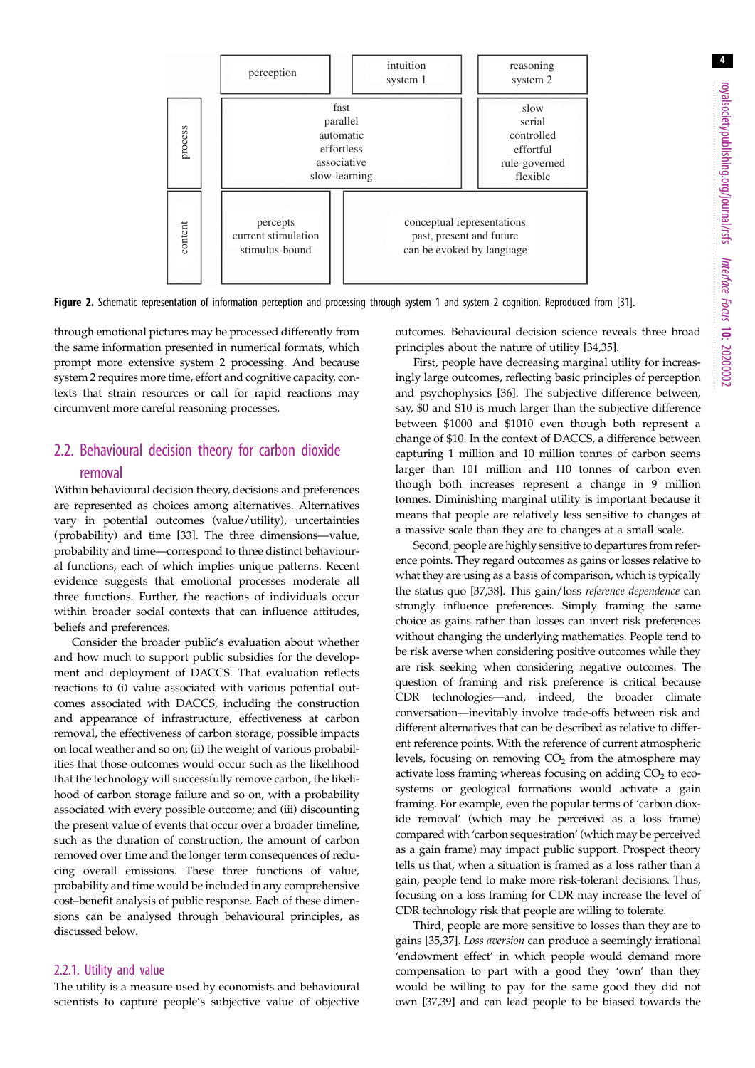| | perception | intuition system 1 | reasoning system 2 |
|---|---|---|---|
| process | | fast parallel automatic effortless associative slow-learning | slow serial controlled effortful rule-governed flexible |
| content | percepts current stimulation stimulus-bound | conceptual representations past, present and future can be evoked by language | |

**Figure 2.** Schematic representation of information perception and processing through system 1 and system 2 cognition. Reproduced from [31].

through emotional pictures may be processed differently from the same information presented in numerical formats, which prompt more extensive system 2 processing. And because system 2 requires more time, effort and cognitive capacity, contexts that strain resources or call for rapid reactions may circumvent more careful reasoning processes.

## 2.2. Behavioural decision theory for carbon dioxide removal

Within behavioural decision theory, decisions and preferences are represented as choices among alternatives. Alternatives vary in potential outcomes (value/utility), uncertainties (probability) and time [33]. The three dimensions—value, probability and time—correspond to three distinct behavioural functions, each of which implies unique patterns. Recent evidence suggests that emotional processes moderate all three functions. Further, the reactions of individuals occur within broader social contexts that can influence attitudes, beliefs and preferences.

Consider the broader public's evaluation about whether and how much to support public subsidies for the development and deployment of DACCS. That evaluation reflects reactions to (i) value associated with various potential outcomes associated with DACCS, including the construction and appearance of infrastructure, effectiveness at carbon removal, the effectiveness of carbon storage, possible impacts on local weather and so on; (ii) the weight of various probabilities that those outcomes would occur such as the likelihood that the technology will successfully remove carbon, the likelihood of carbon storage failure and so on, with a probability associated with every possible outcome; and (iii) discounting the present value of events that occur over a broader timeline, such as the duration of construction, the amount of carbon removed over time and the longer term consequences of reducing overall emissions. These three functions of value, probability and time would be included in any comprehensive cost–benefit analysis of public response. Each of these dimensions can be analysed through behavioural principles, as discussed below.

### 2.2.1. Utility and value

The utility is a measure used by economists and behavioural scientists to capture people's subjective value of objective outcomes. Behavioural decision science reveals three broad principles about the nature of utility [34,35].

First, people have decreasing marginal utility for increasingly large outcomes, reflecting basic principles of perception and psychophysics [36]. The subjective difference between, say, \$0 and \$10 is much larger than the subjective difference between \$1000 and \$1010 even though both represent a change of \$10. In the context of DACCS, a difference between capturing 1 million and 10 million tonnes of carbon seems larger than 101 million and 110 tonnes of carbon even though both increases represent a change in 9 million tonnes. Diminishing marginal utility is important because it means that people are relatively less sensitive to changes at a massive scale than they are to changes at a small scale.

Second, people are highly sensitive to departures from reference points. They regard outcomes as gains or losses relative to what they are using as a basis of comparison, which is typically the status quo [37,38]. This gain/loss *reference dependence* can strongly influence preferences. Simply framing the same choice as gains rather than losses can invert risk preferences without changing the underlying mathematics. People tend to be risk averse when considering positive outcomes while they are risk seeking when considering negative outcomes. The question of framing and risk preference is critical because CDR technologies—and, indeed, the broader climate conversation—inevitably involve trade-offs between risk and different alternatives that can be described as relative to different reference points. With the reference of current atmospheric levels, focusing on removing $CO_2$ from the atmosphere may activate loss framing whereas focusing on adding $CO_2$ to ecosystems or geological formations would activate a gain framing. For example, even the popular terms of 'carbon dioxide removal' (which may be perceived as a loss frame) compared with 'carbon sequestration' (which may be perceived as a gain frame) may impact public support. Prospect theory tells us that, when a situation is framed as a loss rather than a gain, people tend to make more risk-tolerant decisions. Thus, focusing on a loss framing for CDR may increase the level of CDR technology risk that people are willing to tolerate.

Third, people are more sensitive to losses than they are to gains [35,37]. *Loss aversion* can produce a seemingly irrational 'endowment effect' in which people would demand more compensation to part with a good they 'own' than they would be willing to pay for the same good they did not own [37,39] and can lead people to be biased towards the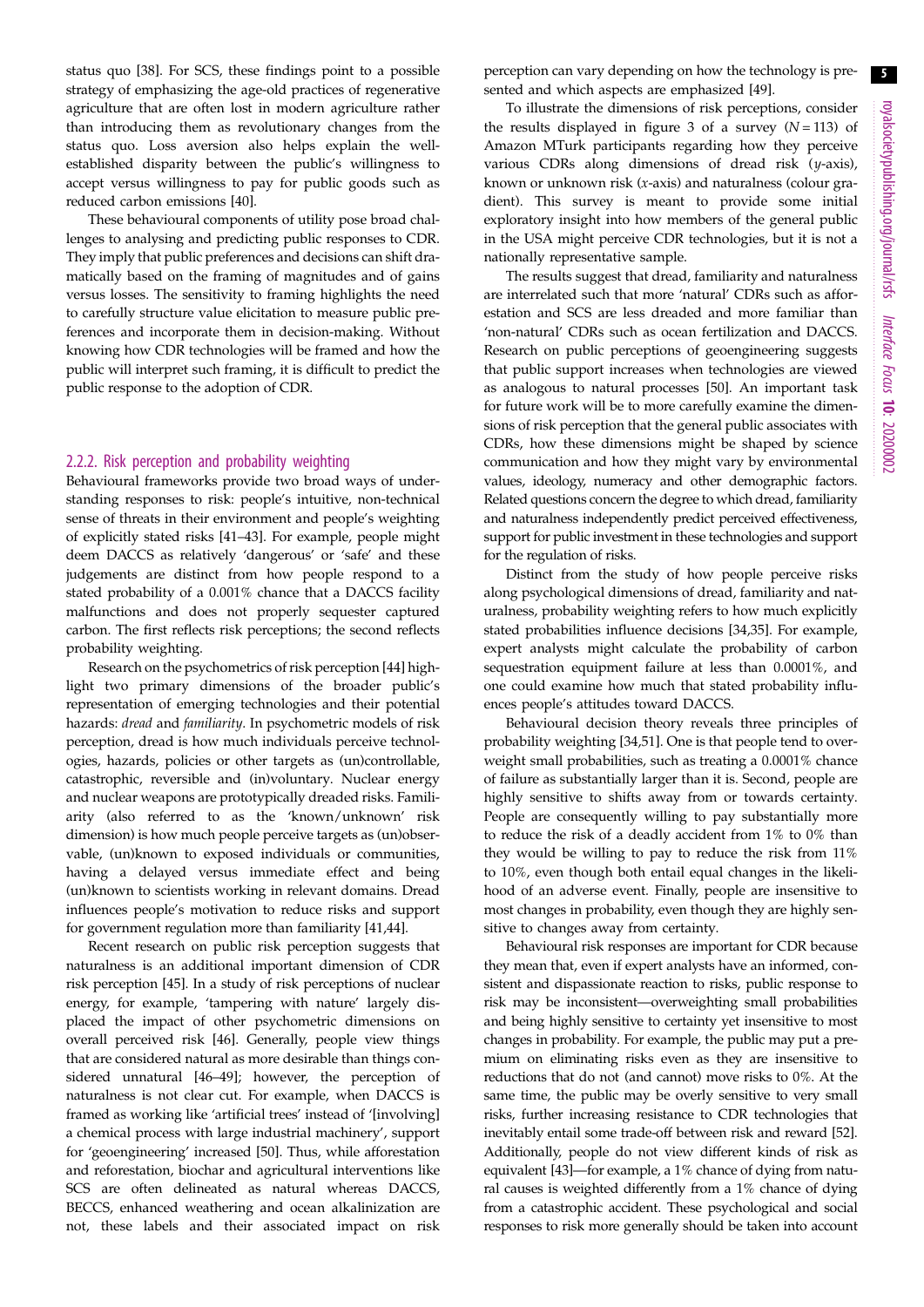status quo [38]. For SCS, these findings point to a possible strategy of emphasizing the age-old practices of regenerative agriculture that are often lost in modern agriculture rather than introducing them as revolutionary changes from the status quo. Loss aversion also helps explain the well-established disparity between the public's willingness to accept versus willingness to pay for public goods such as reduced carbon emissions [40].

These behavioural components of utility pose broad challenges to analysing and predicting public responses to CDR. They imply that public preferences and decisions can shift dramatically based on the framing of magnitudes and of gains versus losses. The sensitivity to framing highlights the need to carefully structure value elicitation to measure public preferences and incorporate them in decision-making. Without knowing how CDR technologies will be framed and how the public will interpret such framing, it is difficult to predict the public response to the adoption of CDR.

### 2.2.2. Risk perception and probability weighting

Behavioural frameworks provide two broad ways of understanding responses to risk: people's intuitive, non-technical sense of threats in their environment and people's weighting of explicitly stated risks [41–43]. For example, people might deem DACCS as relatively 'dangerous' or 'safe' and these judgements are distinct from how people respond to a stated probability of a 0.001% chance that a DACCS facility malfunctions and does not properly sequester captured carbon. The first reflects risk perceptions; the second reflects probability weighting.

Research on the psychometrics of risk perception [44] highlight two primary dimensions of the broader public's representation of emerging technologies and their potential hazards: *dread* and *familiarity*. In psychometric models of risk perception, dread is how much individuals perceive technologies, hazards, policies or other targets as (un)controllable, catastrophic, reversible and (in)voluntary. Nuclear energy and nuclear weapons are prototypically dreaded risks. Familiarity (also referred to as the 'known/unknown' risk dimension) is how much people perceive targets as (un)observable, (un)known to exposed individuals or communities, having a delayed versus immediate effect and being (un)known to scientists working in relevant domains. Dread influences people's motivation to reduce risks and support for government regulation more than familiarity [41,44].

Recent research on public risk perception suggests that naturalness is an additional important dimension of CDR risk perception [45]. In a study of risk perceptions of nuclear energy, for example, 'tampering with nature' largely displaced the impact of other psychometric dimensions on overall perceived risk [46]. Generally, people view things that are considered natural as more desirable than things considered unnatural [46–49]; however, the perception of naturalness is not clear cut. For example, when DACCS is framed as working like 'artificial trees' instead of '[involving] a chemical process with large industrial machinery', support for 'geoengineering' increased [50]. Thus, while afforestation and reforestation, biochar and agricultural interventions like SCS are often delineated as natural whereas DACCS, BECCS, enhanced weathering and ocean alkalinization are not, these labels and their associated impact on risk perception can vary depending on how the technology is presented and which aspects are emphasized [49].

To illustrate the dimensions of risk perceptions, consider the results displayed in figure 3 of a survey ($N = 113$) of Amazon MTurk participants regarding how they perceive various CDRs along dimensions of dread risk ($y$-axis), known or unknown risk ($x$-axis) and naturalness (colour gradient). This survey is meant to provide some initial exploratory insight into how members of the general public in the USA might perceive CDR technologies, but it is not a nationally representative sample.

The results suggest that dread, familiarity and naturalness are interrelated such that more 'natural' CDRs such as afforestation and SCS are less dreaded and more familiar than 'non-natural' CDRs such as ocean fertilization and DACCS. Research on public perceptions of geoengineering suggests that public support increases when technologies are viewed as analogous to natural processes [50]. An important task for future work will be to more carefully examine the dimensions of risk perception that the general public associates with CDRs, how these dimensions might be shaped by science communication and how they might vary by environmental values, ideology, numeracy and other demographic factors. Related questions concern the degree to which dread, familiarity and naturalness independently predict perceived effectiveness, support for public investment in these technologies and support for the regulation of risks.

Distinct from the study of how people perceive risks along psychological dimensions of dread, familiarity and naturalness, probability weighting refers to how much explicitly stated probabilities influence decisions [34,35]. For example, expert analysts might calculate the probability of carbon sequestration equipment failure at less than 0.0001%, and one could examine how much that stated probability influences people's attitudes toward DACCS.

Behavioural decision theory reveals three principles of probability weighting [34,51]. One is that people tend to overweight small probabilities, such as treating a 0.0001% chance of failure as substantially larger than it is. Second, people are highly sensitive to shifts away from or towards certainty. People are consequently willing to pay substantially more to reduce the risk of a deadly accident from 1% to 0% than they would be willing to pay to reduce the risk from 11% to 10%, even though both entail equal changes in the likelihood of an adverse event. Finally, people are insensitive to most changes in probability, even though they are highly sensitive to changes away from certainty.

Behavioural risk responses are important for CDR because they mean that, even if expert analysts have an informed, consistent and dispassionate reaction to risks, public response to risk may be inconsistent—overweighting small probabilities and being highly sensitive to certainty yet insensitive to most changes in probability. For example, the public may put a premium on eliminating risks even as they are insensitive to reductions that do not (and cannot) move risks to 0%. At the same time, the public may be overly sensitive to very small risks, further increasing resistance to CDR technologies that inevitably entail some trade-off between risk and reward [52]. Additionally, people do not view different kinds of risk as equivalent [43]—for example, a 1% chance of dying from natural causes is weighted differently from a 1% chance of dying from a catastrophic accident. These psychological and social responses to risk more generally should be taken into account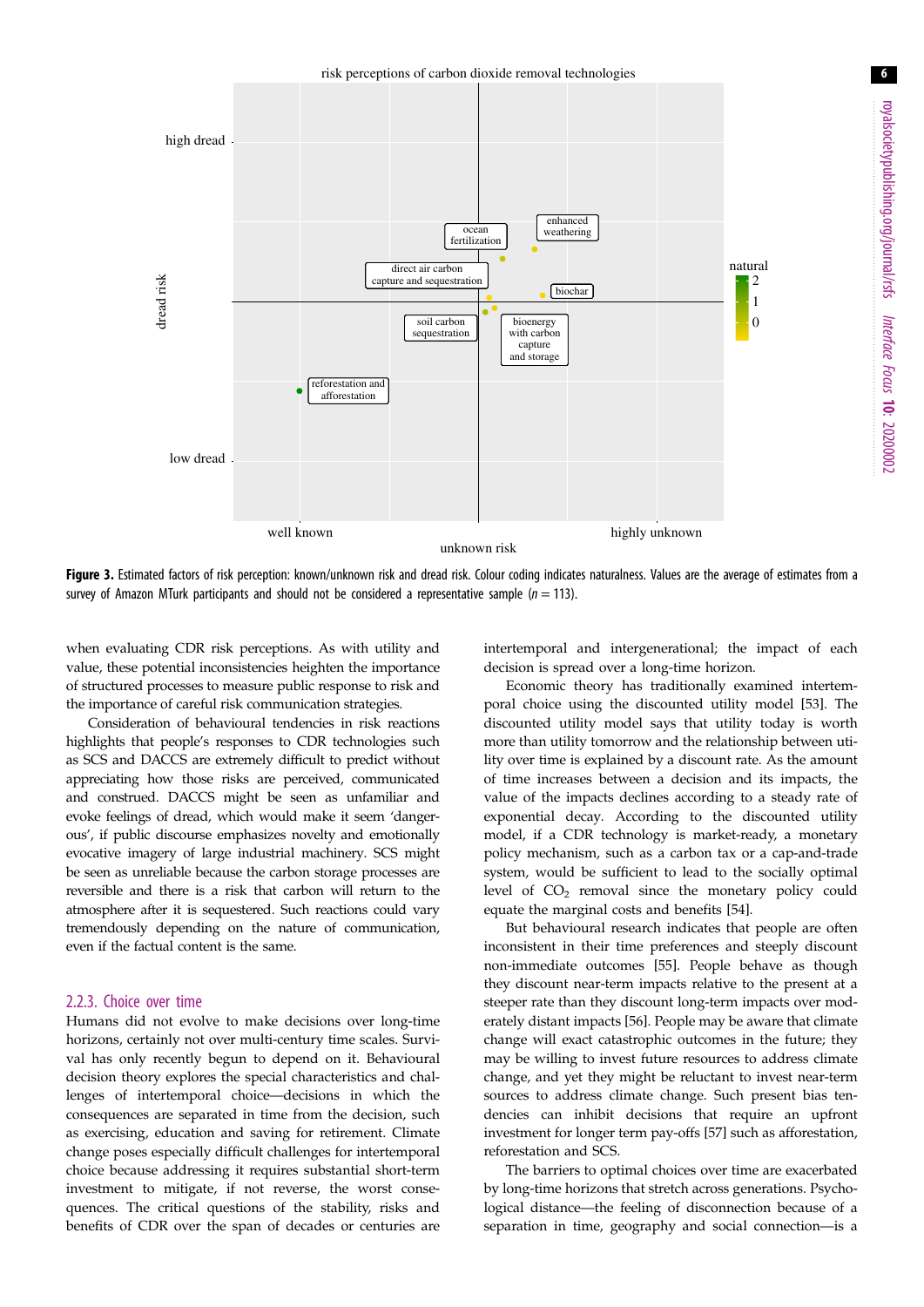risk perceptions of carbon dioxide removal technologies

high dread

low dread

dread risk

well known

highly unknown

unknown risk

ocean fertilization

enhanced weathering

direct air carbon capture and sequestration

biochar

soil carbon sequestration

bioenergy with carbon capture and storage

reforestation and afforestation

natural

2

1

0

**Figure 3.** Estimated factors of risk perception: known/unknown risk and dread risk. Colour coding indicates naturalness. Values are the average of estimates from a survey of Amazon MTurk participants and should not be considered a representative sample ($n = 113$).

when evaluating CDR risk perceptions. As with utility and value, these potential inconsistencies heighten the importance of structured processes to measure public response to risk and the importance of careful risk communication strategies.

Consideration of behavioural tendencies in risk reactions highlights that people's responses to CDR technologies such as SCS and DACCS are extremely difficult to predict without appreciating how those risks are perceived, communicated and construed. DACCS might be seen as unfamiliar and evoke feelings of dread, which would make it seem 'dangerous', if public discourse emphasizes novelty and emotionally evocative imagery of large industrial machinery. SCS might be seen as unreliable because the carbon storage processes are reversible and there is a risk that carbon will return to the atmosphere after it is sequestered. Such reactions could vary tremendously depending on the nature of communication, even if the factual content is the same.

#### 2.2.3. Choice over time

Humans did not evolve to make decisions over long-time horizons, certainly not over multi-century time scales. Survival has only recently begun to depend on it. Behavioural decision theory explores the special characteristics and challenges of intertemporal choice—decisions in which the consequences are separated in time from the decision, such as exercising, education and saving for retirement. Climate change poses especially difficult challenges for intertemporal choice because addressing it requires substantial short-term investment to mitigate, if not reverse, the worst consequences. The critical questions of the stability, risks and benefits of CDR over the span of decades or centuries are intertemporal and intergenerational; the impact of each decision is spread over a long-time horizon.

Economic theory has traditionally examined intertemporal choice using the discounted utility model [53]. The discounted utility model says that utility today is worth more than utility tomorrow and the relationship between utility over time is explained by a discount rate. As the amount of time increases between a decision and its impacts, the value of the impacts declines according to a steady rate of exponential decay. According to the discounted utility model, if a CDR technology is market-ready, a monetary policy mechanism, such as a carbon tax or a cap-and-trade system, would be sufficient to lead to the socially optimal level of $CO_2$ removal since the monetary policy could equate the marginal costs and benefits [54].

But behavioural research indicates that people are often inconsistent in their time preferences and steeply discount non-immediate outcomes [55]. People behave as though they discount near-term impacts relative to the present at a steeper rate than they discount long-term impacts over moderately distant impacts [56]. People may be aware that climate change will exact catastrophic outcomes in the future; they may be willing to invest future resources to address climate change, and yet they might be reluctant to invest near-term sources to address climate change. Such present bias tendencies can inhibit decisions that require an upfront investment for longer term pay-offs [57] such as afforestation, reforestation and SCS.

The barriers to optimal choices over time are exacerbated by long-time horizons that stretch across generations. Psychological distance—the feeling of disconnection because of a separation in time, geography and social connection—is a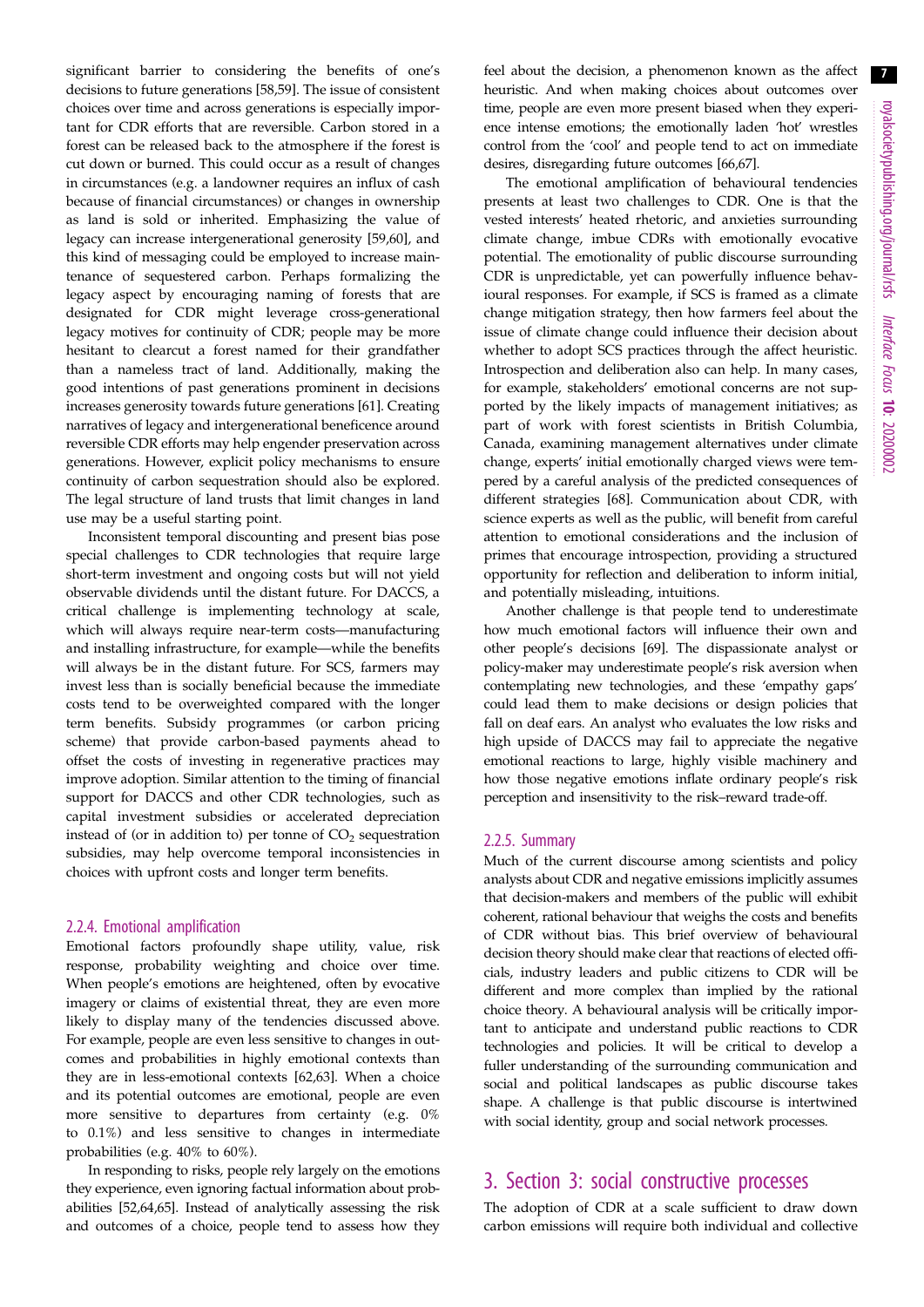significant barrier to considering the benefits of one's decisions to future generations [58,59]. The issue of consistent choices over time and across generations is especially important for CDR efforts that are reversible. Carbon stored in a forest can be released back to the atmosphere if the forest is cut down or burned. This could occur as a result of changes in circumstances (e.g. a landowner requires an influx of cash because of financial circumstances) or changes in ownership as land is sold or inherited. Emphasizing the value of legacy can increase intergenerational generosity [59,60], and this kind of messaging could be employed to increase maintenance of sequestered carbon. Perhaps formalizing the legacy aspect by encouraging naming of forests that are designated for CDR might leverage cross-generational legacy motives for continuity of CDR; people may be more hesitant to clearcut a forest named for their grandfather than a nameless tract of land. Additionally, making the good intentions of past generations prominent in decisions increases generosity towards future generations [61]. Creating narratives of legacy and intergenerational beneficence around reversible CDR efforts may help engender preservation across generations. However, explicit policy mechanisms to ensure continuity of carbon sequestration should also be explored. The legal structure of land trusts that limit changes in land use may be a useful starting point.

Inconsistent temporal discounting and present bias pose special challenges to CDR technologies that require large short-term investment and ongoing costs but will not yield observable dividends until the distant future. For DACCS, a critical challenge is implementing technology at scale, which will always require near-term costs—manufacturing and installing infrastructure, for example—while the benefits will always be in the distant future. For SCS, farmers may invest less than is socially beneficial because the immediate costs tend to be overweighted compared with the longer term benefits. Subsidy programmes (or carbon pricing scheme) that provide carbon-based payments ahead to offset the costs of investing in regenerative practices may improve adoption. Similar attention to the timing of financial support for DACCS and other CDR technologies, such as capital investment subsidies or accelerated depreciation instead of (or in addition to) per tonne of $CO_2$ sequestration subsidies, may help overcome temporal inconsistencies in choices with upfront costs and longer term benefits.

### 2.2.4. Emotional amplification

Emotional factors profoundly shape utility, value, risk response, probability weighting and choice over time. When people's emotions are heightened, often by evocative imagery or claims of existential threat, they are even more likely to display many of the tendencies discussed above. For example, people are even less sensitive to changes in outcomes and probabilities in highly emotional contexts than they are in less-emotional contexts [62,63]. When a choice and its potential outcomes are emotional, people are even more sensitive to departures from certainty (e.g. 0% to 0.1%) and less sensitive to changes in intermediate probabilities (e.g. 40% to 60%).

In responding to risks, people rely largely on the emotions they experience, even ignoring factual information about probabilities [52,64,65]. Instead of analytically assessing the risk and outcomes of a choice, people tend to assess how they feel about the decision, a phenomenon known as the affect heuristic. And when making choices about outcomes over time, people are even more present biased when they experience intense emotions; the emotionally laden 'hot' wrestles control from the 'cool' and people tend to act on immediate desires, disregarding future outcomes [66,67].

The emotional amplification of behavioural tendencies presents at least two challenges to CDR. One is that the vested interests' heated rhetoric, and anxieties surrounding climate change, imbue CDRs with emotionally evocative potential. The emotionality of public discourse surrounding CDR is unpredictable, yet can powerfully influence behavioural responses. For example, if SCS is framed as a climate change mitigation strategy, then how farmers feel about the issue of climate change could influence their decision about whether to adopt SCS practices through the affect heuristic. Introspection and deliberation also can help. In many cases, for example, stakeholders' emotional concerns are not supported by the likely impacts of management initiatives; as part of work with forest scientists in British Columbia, Canada, examining management alternatives under climate change, experts' initial emotionally charged views were tempered by a careful analysis of the predicted consequences of different strategies [68]. Communication about CDR, with science experts as well as the public, will benefit from careful attention to emotional considerations and the inclusion of primes that encourage introspection, providing a structured opportunity for reflection and deliberation to inform initial, and potentially misleading, intuitions.

Another challenge is that people tend to underestimate how much emotional factors will influence their own and other people's decisions [69]. The dispassionate analyst or policy-maker may underestimate people's risk aversion when contemplating new technologies, and these 'empathy gaps' could lead them to make decisions or design policies that fall on deaf ears. An analyst who evaluates the low risks and high upside of DACCS may fail to appreciate the negative emotional reactions to large, highly visible machinery and how those negative emotions inflate ordinary people's risk perception and insensitivity to the risk–reward trade-off.

### 2.2.5. Summary

Much of the current discourse among scientists and policy analysts about CDR and negative emissions implicitly assumes that decision-makers and members of the public will exhibit coherent, rational behaviour that weighs the costs and benefits of CDR without bias. This brief overview of behavioural decision theory should make clear that reactions of elected officials, industry leaders and public citizens to CDR will be different and more complex than implied by the rational choice theory. A behavioural analysis will be critically important to anticipate and understand public reactions to CDR technologies and policies. It will be critical to develop a fuller understanding of the surrounding communication and social and political landscapes as public discourse takes shape. A challenge is that public discourse is intertwined with social identity, group and social network processes.

## 3. Section 3: social constructive processes

The adoption of CDR at a scale sufficient to draw down carbon emissions will require both individual and collective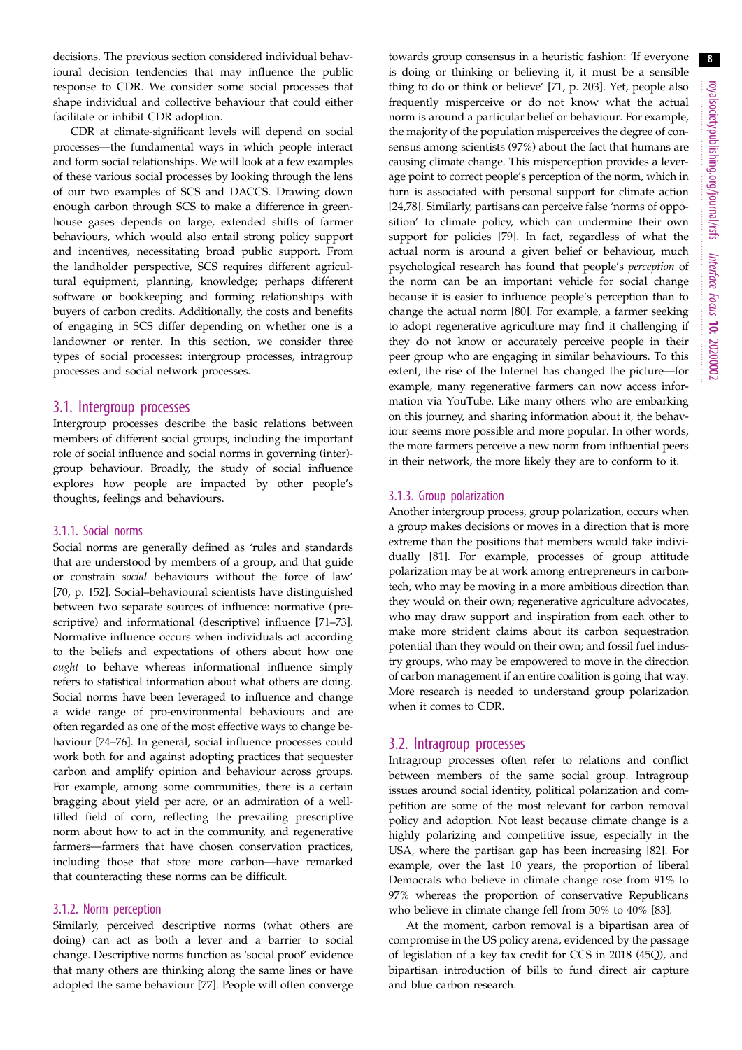decisions. The previous section considered individual behavioural decision tendencies that may influence the public response to CDR. We consider some social processes that shape individual and collective behaviour that could either facilitate or inhibit CDR adoption.

CDR at climate-significant levels will depend on social processes—the fundamental ways in which people interact and form social relationships. We will look at a few examples of these various social processes by looking through the lens of our two examples of SCS and DACCS. Drawing down enough carbon through SCS to make a difference in greenhouse gases depends on large, extended shifts of farmer behaviours, which would also entail strong policy support and incentives, necessitating broad public support. From the landholder perspective, SCS requires different agricultural equipment, planning, knowledge; perhaps different software or bookkeeping and forming relationships with buyers of carbon credits. Additionally, the costs and benefits of engaging in SCS differ depending on whether one is a landowner or renter. In this section, we consider three types of social processes: intergroup processes, intragroup processes and social network processes.

## 3.1. Intergroup processes

Intergroup processes describe the basic relations between members of different social groups, including the important role of social influence and social norms in governing (inter)-group behaviour. Broadly, the study of social influence explores how people are impacted by other people's thoughts, feelings and behaviours.

### 3.1.1. Social norms

Social norms are generally defined as 'rules and standards that are understood by members of a group, and that guide or constrain *social* behaviours without the force of law' [70, p. 152]. Social–behavioural scientists have distinguished between two separate sources of influence: normative (prescriptive) and informational (descriptive) influence [71–73]. Normative influence occurs when individuals act according to the beliefs and expectations of others about how one *ought* to behave whereas informational influence simply refers to statistical information about what others are doing. Social norms have been leveraged to influence and change a wide range of pro-environmental behaviours and are often regarded as one of the most effective ways to change behaviour [74–76]. In general, social influence processes could work both for and against adopting practices that sequester carbon and amplify opinion and behaviour across groups. For example, among some communities, there is a certain bragging about yield per acre, or an admiration of a well-tilled field of corn, reflecting the prevailing prescriptive norm about how to act in the community, and regenerative farmers—farmers that have chosen conservation practices, including those that store more carbon—have remarked that counteracting these norms can be difficult.

### 3.1.2. Norm perception

Similarly, perceived descriptive norms (what others are doing) can act as both a lever and a barrier to social change. Descriptive norms function as 'social proof' evidence that many others are thinking along the same lines or have adopted the same behaviour [77]. People will often converge towards group consensus in a heuristic fashion: 'If everyone is doing or thinking or believing it, it must be a sensible thing to do or think or believe' [71, p. 203]. Yet, people also frequently misperceive or do not know what the actual norm is around a particular belief or behaviour. For example, the majority of the population misperceives the degree of consensus among scientists (97%) about the fact that humans are causing climate change. This misperception provides a leverage point to correct people's perception of the norm, which in turn is associated with personal support for climate action [24,78]. Similarly, partisans can perceive false 'norms of opposition' to climate policy, which can undermine their own support for policies [79]. In fact, regardless of what the actual norm is around a given belief or behaviour, much psychological research has found that people's *perception* of the norm can be an important vehicle for social change because it is easier to influence people's perception than to change the actual norm [80]. For example, a farmer seeking to adopt regenerative agriculture may find it challenging if they do not know or accurately perceive people in their peer group who are engaging in similar behaviours. To this extent, the rise of the Internet has changed the picture—for example, many regenerative farmers can now access information via YouTube. Like many others who are embarking on this journey, and sharing information about it, the behaviour seems more possible and more popular. In other words, the more farmers perceive a new norm from influential peers in their network, the more likely they are to conform to it.

### 3.1.3. Group polarization

Another intergroup process, group polarization, occurs when a group makes decisions or moves in a direction that is more extreme than the positions that members would take individually [81]. For example, processes of group attitude polarization may be at work among entrepreneurs in carbon-tech, who may be moving in a more ambitious direction than they would on their own; regenerative agriculture advocates, who may draw support and inspiration from each other to make more strident claims about its carbon sequestration potential than they would on their own; and fossil fuel industry groups, who may be empowered to move in the direction of carbon management if an entire coalition is going that way. More research is needed to understand group polarization when it comes to CDR.

## 3.2. Intragroup processes

Intragroup processes often refer to relations and conflict between members of the same social group. Intragroup issues around social identity, political polarization and competition are some of the most relevant for carbon removal policy and adoption. Not least because climate change is a highly polarizing and competitive issue, especially in the USA, where the partisan gap has been increasing [82]. For example, over the last 10 years, the proportion of liberal Democrats who believe in climate change rose from 91% to 97% whereas the proportion of conservative Republicans who believe in climate change fell from 50% to 40% [83].

At the moment, carbon removal is a bipartisan area of compromise in the US policy arena, evidenced by the passage of legislation of a key tax credit for CCS in 2018 (45Q), and bipartisan introduction of bills to fund direct air capture and blue carbon research.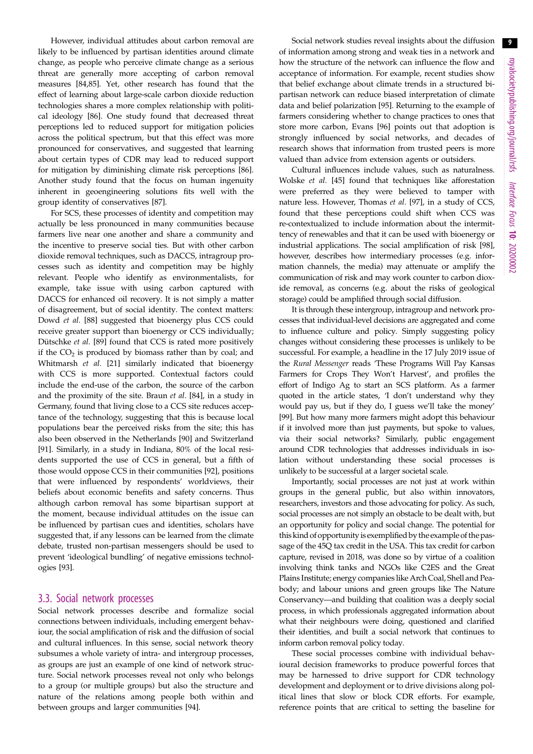However, individual attitudes about carbon removal are likely to be influenced by partisan identities around climate change, as people who perceive climate change as a serious threat are generally more accepting of carbon removal measures [84,85]. Yet, other research has found that the effect of learning about large-scale carbon dioxide reduction technologies shares a more complex relationship with political ideology [86]. One study found that decreased threat perceptions led to reduced support for mitigation policies across the political spectrum, but that this effect was more pronounced for conservatives, and suggested that learning about certain types of CDR may lead to reduced support for mitigation by diminishing climate risk perceptions [86]. Another study found that the focus on human ingenuity inherent in geoengineering solutions fits well with the group identity of conservatives [87].

For SCS, these processes of identity and competition may actually be less pronounced in many communities because farmers live near one another and share a community and the incentive to preserve social ties. But with other carbon dioxide removal techniques, such as DACCS, intragroup processes such as identity and competition may be highly relevant. People who identify as environmentalists, for example, take issue with using carbon captured with DACCS for enhanced oil recovery. It is not simply a matter of disagreement, but of social identity. The context matters: Dowd *et al*. [88] suggested that bioenergy plus CCS could receive greater support than bioenergy or CCS individually; Dütschke *et al*. [89] found that CCS is rated more positively if the $CO_2$ is produced by biomass rather than by coal; and Whitmarsh *et al*. [21] similarly indicated that bioenergy with CCS is more supported. Contextual factors could include the end-use of the carbon, the source of the carbon and the proximity of the site. Braun *et al*. [84], in a study in Germany, found that living close to a CCS site reduces acceptance of the technology, suggesting that this is because local populations bear the perceived risks from the site; this has also been observed in the Netherlands [90] and Switzerland [91]. Similarly, in a study in Indiana, 80% of the local residents supported the use of CCS in general, but a fifth of those would oppose CCS in their communities [92], positions that were influenced by respondents' worldviews, their beliefs about economic benefits and safety concerns. Thus although carbon removal has some bipartisan support at the moment, because individual attitudes on the issue can be influenced by partisan cues and identities, scholars have suggested that, if any lessons can be learned from the climate debate, trusted non-partisan messengers should be used to prevent 'ideological bundling' of negative emissions technologies [93].

### 3.3. Social network processes

Social network processes describe and formalize social connections between individuals, including emergent behaviour, the social amplification of risk and the diffusion of social and cultural influences. In this sense, social network theory subsumes a whole variety of intra- and intergroup processes, as groups are just an example of one kind of network structure. Social network processes reveal not only who belongs to a group (or multiple groups) but also the structure and nature of the relations among people both within and between groups and larger communities [94].

Social network studies reveal insights about the diffusion of information among strong and weak ties in a network and how the structure of the network can influence the flow and acceptance of information. For example, recent studies show that belief exchange about climate trends in a structured bipartisan network can reduce biased interpretation of climate data and belief polarization [95]. Returning to the example of farmers considering whether to change practices to ones that store more carbon, Evans [96] points out that adoption is strongly influenced by social networks, and decades of research shows that information from trusted peers is more valued than advice from extension agents or outsiders.

Cultural influences include values, such as naturalness. Wolske *et al*. [45] found that techniques like afforestation were preferred as they were believed to tamper with nature less. However, Thomas *et al*. [97], in a study of CCS, found that these perceptions could shift when CCS was re-contextualized to include information about the intermittency of renewables and that it can be used with bioenergy or industrial applications. The social amplification of risk [98], however, describes how intermediary processes (e.g. information channels, the media) may attenuate or amplify the communication of risk and may work counter to carbon dioxide removal, as concerns (e.g. about the risks of geological storage) could be amplified through social diffusion.

It is through these intergroup, intragroup and network processes that individual-level decisions are aggregated and come to influence culture and policy. Simply suggesting policy changes without considering these processes is unlikely to be successful. For example, a headline in the 17 July 2019 issue of the *Rural Messenger* reads 'These Programs Will Pay Kansas Farmers for Crops They Won't Harvest', and profiles the effort of Indigo Ag to start an SCS platform. As a farmer quoted in the article states, 'I don't understand why they would pay us, but if they do, I guess we'll take the money' [99]. But how many more farmers might adopt this behaviour if it involved more than just payments, but spoke to values, via their social networks? Similarly, public engagement around CDR technologies that addresses individuals in isolation without understanding these social processes is unlikely to be successful at a larger societal scale.

Importantly, social processes are not just at work within groups in the general public, but also within innovators, researchers, investors and those advocating for policy. As such, social processes are not simply an obstacle to be dealt with, but an opportunity for policy and social change. The potential for this kind of opportunity is exemplified by the example of the passage of the 45Q tax credit in the USA. This tax credit for carbon capture, revised in 2018, was done so by virtue of a coalition involving think tanks and NGOs like C2ES and the Great Plains Institute; energy companies like Arch Coal, Shell and Peabody; and labour unions and green groups like The Nature Conservancy—and building that coalition was a deeply social process, in which professionals aggregated information about what their neighbours were doing, questioned and clarified their identities, and built a social network that continues to inform carbon removal policy today.

These social processes combine with individual behavioural decision frameworks to produce powerful forces that may be harnessed to drive support for CDR technology development and deployment or to drive divisions along political lines that slow or block CDR efforts. For example, reference points that are critical to setting the baseline for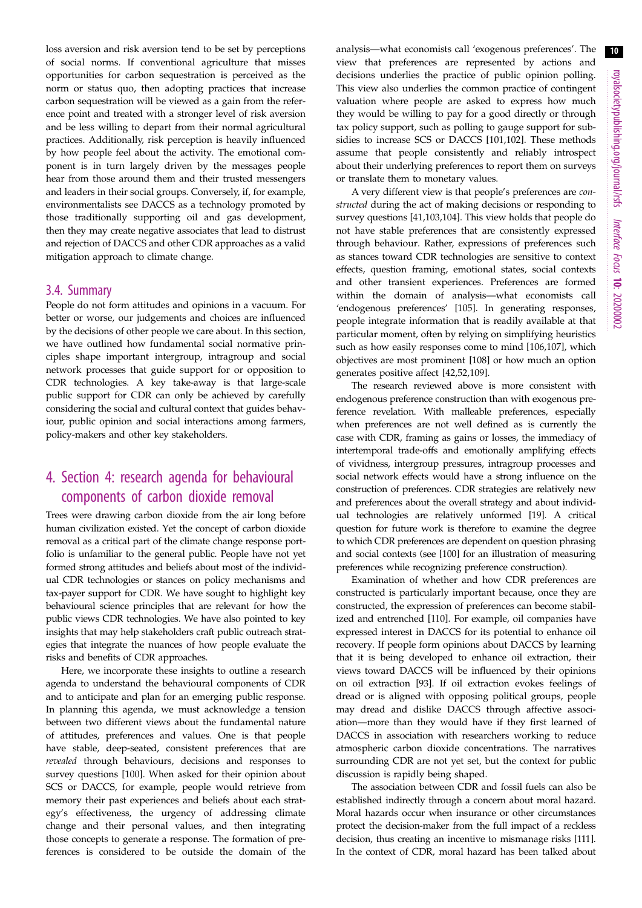loss aversion and risk aversion tend to be set by perceptions of social norms. If conventional agriculture that misses opportunities for carbon sequestration is perceived as the norm or status quo, then adopting practices that increase carbon sequestration will be viewed as a gain from the reference point and treated with a stronger level of risk aversion and be less willing to depart from their normal agricultural practices. Additionally, risk perception is heavily influenced by how people feel about the activity. The emotional component is in turn largely driven by the messages people hear from those around them and their trusted messengers and leaders in their social groups. Conversely, if, for example, environmentalists see DACCS as a technology promoted by those traditionally supporting oil and gas development, then they may create negative associates that lead to distrust and rejection of DACCS and other CDR approaches as a valid mitigation approach to climate change.

### 3.4. Summary

People do not form attitudes and opinions in a vacuum. For better or worse, our judgements and choices are influenced by the decisions of other people we care about. In this section, we have outlined how fundamental social normative principles shape important intergroup, intragroup and social network processes that guide support for or opposition to CDR technologies. A key take-away is that large-scale public support for CDR can only be achieved by carefully considering the social and cultural context that guides behaviour, public opinion and social interactions among farmers, policy-makers and other key stakeholders.

## 4. Section 4: research agenda for behavioural components of carbon dioxide removal

Trees were drawing carbon dioxide from the air long before human civilization existed. Yet the concept of carbon dioxide removal as a critical part of the climate change response portfolio is unfamiliar to the general public. People have not yet formed strong attitudes and beliefs about most of the individual CDR technologies or stances on policy mechanisms and tax-payer support for CDR. We have sought to highlight key behavioural science principles that are relevant for how the public views CDR technologies. We have also pointed to key insights that may help stakeholders craft public outreach strategies that integrate the nuances of how people evaluate the risks and benefits of CDR approaches.

Here, we incorporate these insights to outline a research agenda to understand the behavioural components of CDR and to anticipate and plan for an emerging public response. In planning this agenda, we must acknowledge a tension between two different views about the fundamental nature of attitudes, preferences and values. One is that people have stable, deep-seated, consistent preferences that are *revealed* through behaviours, decisions and responses to survey questions [100]. When asked for their opinion about SCS or DACCS, for example, people would retrieve from memory their past experiences and beliefs about each strategy's effectiveness, the urgency of addressing climate change and their personal values, and then integrating those concepts to generate a response. The formation of preferences is considered to be outside the domain of the analysis—what economists call 'exogenous preferences'. The view that preferences are represented by actions and decisions underlies the practice of public opinion polling. This view also underlies the common practice of contingent valuation where people are asked to express how much they would be willing to pay for a good directly or through tax policy support, such as polling to gauge support for subsidies to increase SCS or DACCS [101,102]. These methods assume that people consistently and reliably introspect about their underlying preferences to report them on surveys or translate them to monetary values.

A very different view is that people's preferences are *constructed* during the act of making decisions or responding to survey questions [41,103,104]. This view holds that people do not have stable preferences that are consistently expressed through behaviour. Rather, expressions of preferences such as stances toward CDR technologies are sensitive to context effects, question framing, emotional states, social contexts and other transient experiences. Preferences are formed within the domain of analysis—what economists call 'endogenous preferences' [105]. In generating responses, people integrate information that is readily available at that particular moment, often by relying on simplifying heuristics such as how easily responses come to mind [106,107], which objectives are most prominent [108] or how much an option generates positive affect [42,52,109].

The research reviewed above is more consistent with endogenous preference construction than with exogenous preference revelation. With malleable preferences, especially when preferences are not well defined as is currently the case with CDR, framing as gains or losses, the immediacy of intertemporal trade-offs and emotionally amplifying effects of vividness, intergroup pressures, intragroup processes and social network effects would have a strong influence on the construction of preferences. CDR strategies are relatively new and preferences about the overall strategy and about individual technologies are relatively unformed [19]. A critical question for future work is therefore to examine the degree to which CDR preferences are dependent on question phrasing and social contexts (see [100] for an illustration of measuring preferences while recognizing preference construction).

Examination of whether and how CDR preferences are constructed is particularly important because, once they are constructed, the expression of preferences can become stabilized and entrenched [110]. For example, oil companies have expressed interest in DACCS for its potential to enhance oil recovery. If people form opinions about DACCS by learning that it is being developed to enhance oil extraction, their views toward DACCS will be influenced by their opinions on oil extraction [93]. If oil extraction evokes feelings of dread or is aligned with opposing political groups, people may dread and dislike DACCS through affective association—more than they would have if they first learned of DACCS in association with researchers working to reduce atmospheric carbon dioxide concentrations. The narratives surrounding CDR are not yet set, but the context for public discussion is rapidly being shaped.

The association between CDR and fossil fuels can also be established indirectly through a concern about moral hazard. Moral hazards occur when insurance or other circumstances protect the decision-maker from the full impact of a reckless decision, thus creating an incentive to mismanage risks [111]. In the context of CDR, moral hazard has been talked about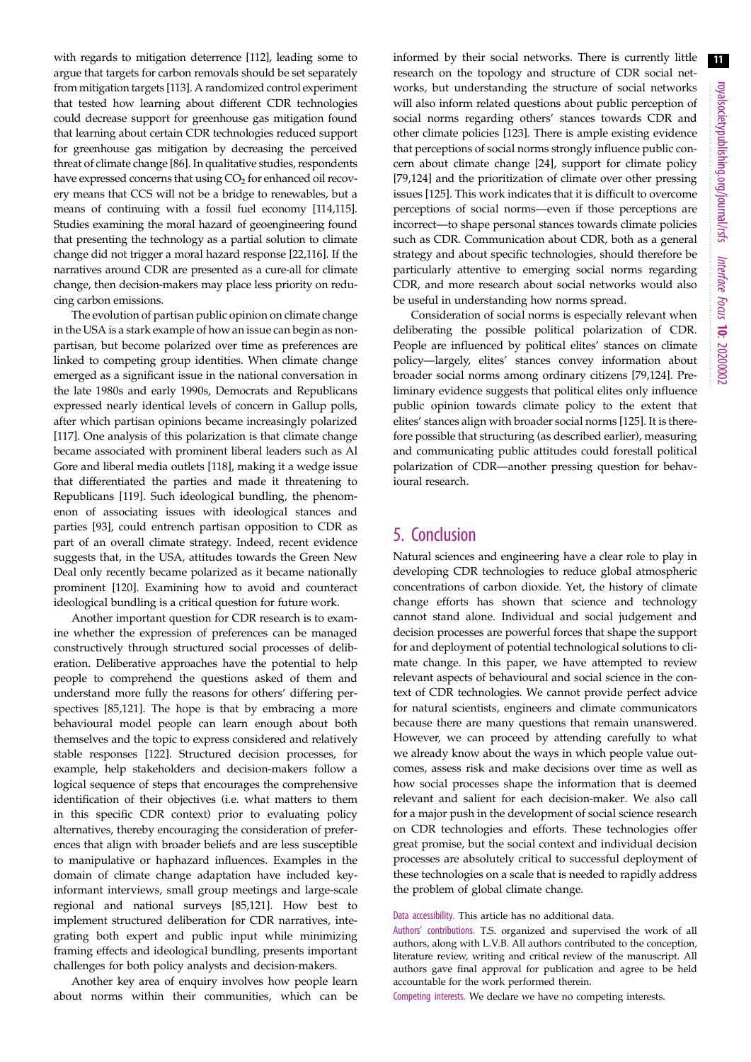with regards to mitigation deterrence [112], leading some to argue that targets for carbon removals should be set separately from mitigation targets [113]. A randomized control experiment that tested how learning about different CDR technologies could decrease support for greenhouse gas mitigation found that learning about certain CDR technologies reduced support for greenhouse gas mitigation by decreasing the perceived threat of climate change [86]. In qualitative studies, respondents have expressed concerns that using $CO_2$ for enhanced oil recovery means that CCS will not be a bridge to renewables, but a means of continuing with a fossil fuel economy [114,115]. Studies examining the moral hazard of geoengineering found that presenting the technology as a partial solution to climate change did not trigger a moral hazard response [22,116]. If the narratives around CDR are presented as a cure-all for climate change, then decision-makers may place less priority on reducing carbon emissions.

The evolution of partisan public opinion on climate change in the USA is a stark example of how an issue can begin as non-partisan, but become polarized over time as preferences are linked to competing group identities. When climate change emerged as a significant issue in the national conversation in the late 1980s and early 1990s, Democrats and Republicans expressed nearly identical levels of concern in Gallup polls, after which partisan opinions became increasingly polarized [117]. One analysis of this polarization is that climate change became associated with prominent liberal leaders such as Al Gore and liberal media outlets [118], making it a wedge issue that differentiated the parties and made it threatening to Republicans [119]. Such ideological bundling, the phenomenon of associating issues with ideological stances and parties [93], could entrench partisan opposition to CDR as part of an overall climate strategy. Indeed, recent evidence suggests that, in the USA, attitudes towards the Green New Deal only recently became polarized as it became nationally prominent [120]. Examining how to avoid and counteract ideological bundling is a critical question for future work.

Another important question for CDR research is to examine whether the expression of preferences can be managed constructively through structured social processes of deliberation. Deliberative approaches have the potential to help people to comprehend the questions asked of them and understand more fully the reasons for others' differing perspectives [85,121]. The hope is that by embracing a more behavioural model people can learn enough about both themselves and the topic to express considered and relatively stable responses [122]. Structured decision processes, for example, help stakeholders and decision-makers follow a logical sequence of steps that encourages the comprehensive identification of their objectives (i.e. what matters to them in this specific CDR context) prior to evaluating policy alternatives, thereby encouraging the consideration of preferences that align with broader beliefs and are less susceptible to manipulative or haphazard influences. Examples in the domain of climate change adaptation have included key-informant interviews, small group meetings and large-scale regional and national surveys [85,121]. How best to implement structured deliberation for CDR narratives, integrating both expert and public input while minimizing framing effects and ideological bundling, presents important challenges for both policy analysts and decision-makers.

Another key area of enquiry involves how people learn about norms within their communities, which can be informed by their social networks. There is currently little research on the topology and structure of CDR social networks, but understanding the structure of social networks will also inform related questions about public perception of social norms regarding others' stances towards CDR and other climate policies [123]. There is ample existing evidence that perceptions of social norms strongly influence public concern about climate change [24], support for climate policy [79,124] and the prioritization of climate over other pressing issues [125]. This work indicates that it is difficult to overcome perceptions of social norms—even if those perceptions are incorrect—to shape personal stances towards climate policies such as CDR. Communication about CDR, both as a general strategy and about specific technologies, should therefore be particularly attentive to emerging social norms regarding CDR, and more research about social networks would also be useful in understanding how norms spread.

Consideration of social norms is especially relevant when deliberating the possible political polarization of CDR. People are influenced by political elites' stances on climate policy—largely, elites' stances convey information about broader social norms among ordinary citizens [79,124]. Preliminary evidence suggests that political elites only influence public opinion towards climate policy to the extent that elites' stances align with broader social norms [125]. It is therefore possible that structuring (as described earlier), measuring and communicating public attitudes could forestall political polarization of CDR—another pressing question for behavioural research.

## 5. Conclusion

Natural sciences and engineering have a clear role to play in developing CDR technologies to reduce global atmospheric concentrations of carbon dioxide. Yet, the history of climate change efforts has shown that science and technology cannot stand alone. Individual and social judgement and decision processes are powerful forces that shape the support for and deployment of potential technological solutions to climate change. In this paper, we have attempted to review relevant aspects of behavioural and social science in the context of CDR technologies. We cannot provide perfect advice for natural scientists, engineers and climate communicators because there are many questions that remain unanswered. However, we can proceed by attending carefully to what we already know about the ways in which people value outcomes, assess risk and make decisions over time as well as how social processes shape the information that is deemed relevant and salient for each decision-maker. We also call for a major push in the development of social science research on CDR technologies and efforts. These technologies offer great promise, but the social context and individual decision processes are absolutely critical to successful deployment of these technologies on a scale that is needed to rapidly address the problem of global climate change.

Data accessibility. This article has no additional data.

Authors' contributions. T.S. organized and supervised the work of all authors, along with L.V.B. All authors contributed to the conception, literature review, writing and critical review of the manuscript. All authors gave final approval for publication and agree to be held accountable for the work performed therein.

Competing interests. We declare we have no competing interests.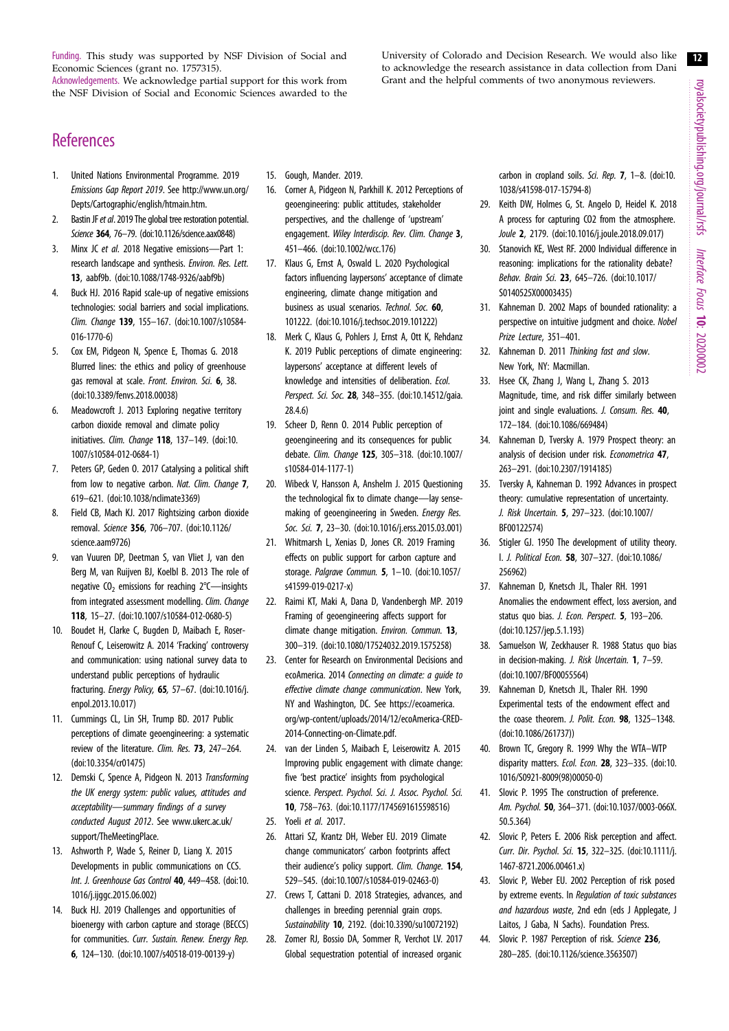Funding. This study was supported by NSF Division of Social and Economic Sciences (grant no. 1757315).

Acknowledgements. We acknowledge partial support for this work from the NSF Division of Social and Economic Sciences awarded to the University of Colorado and Decision Research. We would also like to acknowledge the research assistance in data collection from Dani Grant and the helpful comments of two anonymous reviewers.

## References

1. United Nations Environmental Programme. 2019 *Emissions Gap Report 2019*. See http://www.un.org/Depts/Cartographic/english/htmain.htm.
2. Bastin JF *et al*. 2019 The global tree restoration potential. *Science* **364**, 76–79. (doi:10.1126/science.aax0848)
3. Minx JC *et al.* 2018 Negative emissions—Part 1: research landscape and synthesis. *Environ. Res. Lett.* **13**, aabf9b. (doi:10.1088/1748-9326/aabf9b)
4. Buck HJ. 2016 Rapid scale-up of negative emissions technologies: social barriers and social implications. *Clim. Change* **139**, 155–167. (doi:10.1007/s10584-016-1770-6)
5. Cox EM, Pidgeon N, Spence E, Thomas G. 2018 Blurred lines: the ethics and policy of greenhouse gas removal at scale. *Front. Environ. Sci.* **6**, 38. (doi:10.3389/fenvs.2018.00038)
6. Meadowcroft J. 2013 Exploring negative territory carbon dioxide removal and climate policy initiatives. *Clim. Change* **118**, 137–149. (doi:10.1007/s10584-012-0684-1)
7. Peters GP, Geden O. 2017 Catalysing a political shift from low to negative carbon. *Nat. Clim. Change* **7**, 619–621. (doi:10.1038/nclimate3369)
8. Field CB, Mach KJ. 2017 Rightsizing carbon dioxide removal. *Science* **356**, 706–707. (doi:10.1126/science.aam9726)
9. van Vuuren DP, Deetman S, van Vliet J, van den Berg M, van Ruijven BJ, Koelbl B. 2013 The role of negative $CO_2$ emissions for reaching 2°C—insights from integrated assessment modelling. *Clim. Change* **118**, 15–27. (doi:10.1007/s10584-012-0680-5)
10. Boudet H, Clarke C, Bugden D, Maibach E, Roser-Renouf C, Leiserowitz A. 2014 'Fracking' controversy and communication: using national survey data to understand public perceptions of hydraulic fracturing. *Energy Policy,* **65**, 57–67. (doi:10.1016/j.enpol.2013.10.017)
11. Cummings CL, Lin SH, Trump BD. 2017 Public perceptions of climate geoengineering: a systematic review of the literature. *Clim. Res.* **73**, 247–264. (doi:10.3354/cr01475)
12. Demski C, Spence A, Pidgeon N. 2013 *Transforming the UK energy system: public values, attitudes and acceptability—summary findings of a survey conducted August 2012*. See www.ukerc.ac.uk/support/TheMeetingPlace.
13. Ashworth P, Wade S, Reiner D, Liang X. 2015 Developments in public communications on CCS. *Int. J. Greenhouse Gas Control* **40**, 449–458. (doi:10.1016/j.ijggc.2015.06.002)
14. Buck HJ. 2019 Challenges and opportunities of bioenergy with carbon capture and storage (BECCS) for communities. *Curr. Sustain. Renew. Energy Rep.* **6**, 124–130. (doi:10.1007/s40518-019-00139-y)
15. Gough, Mander. 2019.
16. Corner A, Pidgeon N, Parkhill K. 2012 Perceptions of geoengineering: public attitudes, stakeholder perspectives, and the challenge of 'upstream' engagement. *Wiley Interdiscip. Rev. Clim. Change* **3**, 451–466. (doi:10.1002/wcc.176)
17. Klaus G, Ernst A, Oswald L. 2020 Psychological factors influencing laypersons' acceptance of climate engineering, climate change mitigation and business as usual scenarios. *Technol. Soc.* **60**, 101222. (doi:10.1016/j.techsoc.2019.101222)
18. Merk C, Klaus G, Pohlers J, Ernst A, Ott K, Rehdanz K. 2019 Public perceptions of climate engineering: laypersons' acceptance at different levels of knowledge and intensities of deliberation. *Ecol. Perspect. Sci. Soc.* **28**, 348–355. (doi:10.14512/gaia.28.4.6)
19. Scheer D, Renn O. 2014 Public perception of geoengineering and its consequences for public debate. *Clim. Change* **125**, 305–318. (doi:10.1007/s10584-014-1177-1)
20. Wibeck V, Hansson A, Anshelm J. 2015 Questioning the technological fix to climate change—lay sense-making of geoengineering in Sweden. *Energy Res. Soc. Sci.* **7**, 23–30. (doi:10.1016/j.erss.2015.03.001)
21. Whitmarsh L, Xenias D, Jones CR. 2019 Framing effects on public support for carbon capture and storage. *Palgrave Commun.* **5**, 1–10. (doi:10.1057/s41599-019-0217-x)
22. Raimi KT, Maki A, Dana D, Vandenbergh MP. 2019 Framing of geoengineering affects support for climate change mitigation. *Environ. Commun.* **13**, 300–319. (doi:10.1080/17524032.2019.1575258)
23. Center for Research on Environmental Decisions and ecoAmerica. 2014 *Connecting on climate: a guide to effective climate change communication*. New York, NY and Washington, DC. See https://ecoamerica.org/wp-content/uploads/2014/12/ecoAmerica-CRED-2014-Connecting-on-Climate.pdf.
24. van der Linden S, Maibach E, Leiserowitz A. 2015 Improving public engagement with climate change: five 'best practice' insights from psychological science. *Perspect. Psychol. Sci. J. Assoc. Psychol. Sci.* **10**, 758–763. (doi:10.1177/1745691615598516)
25. Yoeli *et al.* 2017.
26. Attari SZ, Krantz DH, Weber EU. 2019 Climate change communicators' carbon footprints affect their audience's policy support. *Clim. Change.* **154**, 529–545. (doi:10.1007/s10584-019-02463-0)
27. Crews T, Cattani D. 2018 Strategies, advances, and challenges in breeding perennial grain crops. *Sustainability* **10**, 2192. (doi:10.3390/su10072192)
28. Zomer RJ, Bossio DA, Sommer R, Verchot LV. 2017 Global sequestration potential of increased organic carbon in cropland soils. *Sci. Rep.* **7**, 1–8. (doi:10.1038/s41598-017-15794-8)
29. Keith DW, Holmes G, St. Angelo D, Heidel K. 2018 A process for capturing CO2 from the atmosphere. *Joule* **2**, 2179. (doi:10.1016/j.joule.2018.09.017)
30. Stanovich KE, West RF. 2000 Individual difference in reasoning: implications for the rationality debate? *Behav. Brain Sci.* **23**, 645–726. (doi:10.1017/S0140525X00003435)
31. Kahneman D. 2002 Maps of bounded rationality: a perspective on intuitive judgment and choice. *Nobel Prize Lecture*, 351–401.
32. Kahneman D. 2011 *Thinking fast and slow.* New York, NY: Macmillan.
33. Hsee CK, Zhang J, Wang L, Zhang S. 2013 Magnitude, time, and risk differ similarly between joint and single evaluations. *J. Consum. Res.* **40**, 172–184. (doi:10.1086/669484)
34. Kahneman D, Tversky A. 1979 Prospect theory: an analysis of decision under risk. *Econometrica* **47**, 263–291. (doi:10.2307/1914185)
35. Tversky A, Kahneman D. 1992 Advances in prospect theory: cumulative representation of uncertainty. *J. Risk Uncertain.* **5**, 297–323. (doi:10.1007/BF00122574)
36. Stigler GJ. 1950 The development of utility theory. I. *J. Political Econ.* **58**, 307–327. (doi:10.1086/256962)
37. Kahneman D, Knetsch JL, Thaler RH. 1991 Anomalies the endowment effect, loss aversion, and status quo bias. *J. Econ. Perspect.* **5**, 193–206. (doi:10.1257/jep.5.1.193)
38. Samuelson W, Zeckhauser R. 1988 Status quo bias in decision-making. *J. Risk Uncertain.* **1**, 7–59. (doi:10.1007/BF00055564)
39. Kahneman D, Knetsch JL, Thaler RH. 1990 Experimental tests of the endowment effect and the coase theorem. *J. Polit. Econ.* **98**, 1325–1348. (doi:10.1086/261737))
40. Brown TC, Gregory R. 1999 Why the WTA–WTP disparity matters. *Ecol. Econ.* **28**, 323–335. (doi:10.1016/S0921-8009(98)00050-0)
41. Slovic P. 1995 The construction of preference. *Am. Psychol.* **50**, 364–371. (doi:10.1037/0003-066X.50.5.364)
42. Slovic P, Peters E. 2006 Risk perception and affect. *Curr. Dir. Psychol. Sci.* **15**, 322–325. (doi:10.1111/j.1467-8721.2006.00461.x)
43. Slovic P, Weber EU. 2002 Perception of risk posed by extreme events. In *Regulation of toxic substances and hazardous waste,* 2nd edn (eds J Applegate, J Laitos, J Gaba, N Sachs). Foundation Press.
44. Slovic P. 1987 Perception of risk. *Science* **236**, 280–285. (doi:10.1126/science.3563507)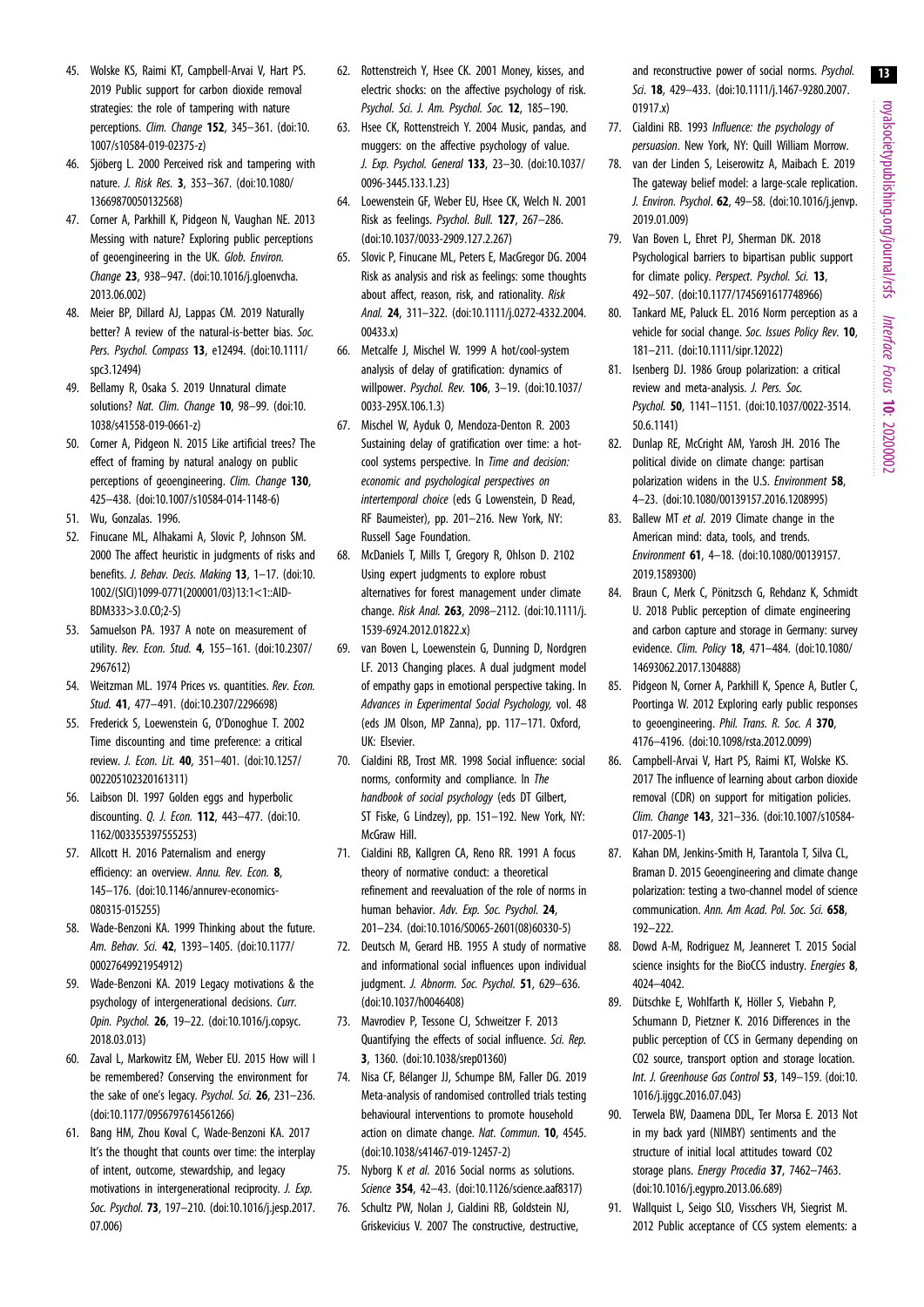45. Wolske KS, Raimi KT, Campbell-Arvai V, Hart PS. 2019 Public support for carbon dioxide removal strategies: the role of tampering with nature perceptions. *Clim. Change* **152**, 345–361. (doi:10.1007/s10584-019-02375-z)
46. Sjöberg L. 2000 Perceived risk and tampering with nature. *J. Risk Res.* **3**, 353–367. (doi:10.1080/13669870050132568)
47. Corner A, Parkhill K, Pidgeon N, Vaughan NE. 2013 Messing with nature? Exploring public perceptions of geoengineering in the UK. *Glob. Environ. Change* **23**, 938–947. (doi:10.1016/j.gloenvcha.2013.06.002)
48. Meier BP, Dillard AJ, Lappas CM. 2019 Naturally better? A review of the natural-is-better bias. *Soc. Pers. Psychol. Compass* **13**, e12494. (doi:10.1111/spc3.12494)
49. Bellamy R, Osaka S. 2019 Unnatural climate solutions? *Nat. Clim. Change* **10**, 98–99. (doi:10.1038/s41558-019-0661-z)
50. Corner A, Pidgeon N. 2015 Like artificial trees? The effect of framing by natural analogy on public perceptions of geoengineering. *Clim. Change* **130**, 425–438. (doi:10.1007/s10584-014-1148-6)
51. Wu, Gonzalas. 1996.
52. Finucane ML, Alhakami A, Slovic P, Johnson SM. 2000 The affect heuristic in judgments of risks and benefits. *J. Behav. Decis. Making* **13**, 1–17. (doi:10.1002/(SICI)1099-0771(200001/03)13:1<1::AID-BDM333>3.0.CO;2-S)
53. Samuelson PA. 1937 A note on measurement of utility. *Rev. Econ. Stud.* **4**, 155–161. (doi:10.2307/2967612)
54. Weitzman ML. 1974 Prices vs. quantities. *Rev. Econ. Stud.* **41**, 477–491. (doi:10.2307/2296698)
55. Frederick S, Loewenstein G, O'Donoghue T. 2002 Time discounting and time preference: a critical review. *J. Econ. Lit.* **40**, 351–401. (doi:10.1257/002205102320161311)
56. Laibson DI. 1997 Golden eggs and hyperbolic discounting. *Q. J. Econ.* **112**, 443–477. (doi:10.1162/003355397555253)
57. Allcott H. 2016 Paternalism and energy efficiency: an overview. *Annu. Rev. Econ.* **8**, 145–176. (doi:10.1146/annurev-economics-080315-015255)
58. Wade-Benzoni KA. 1999 Thinking about the future. *Am. Behav. Sci.* **42**, 1393–1405. (doi:10.1177/00027649921954912)
59. Wade-Benzoni KA. 2019 Legacy motivations & the psychology of intergenerational decisions. *Curr. Opin. Psychol.* **26**, 19–22. (doi:10.1016/j.copsyc.2018.03.013)
60. Zaval L, Markowitz EM, Weber EU. 2015 How will I be remembered? Conserving the environment for the sake of one's legacy. *Psychol. Sci.* **26**, 231–236. (doi:10.1177/0956797614561266)
61. Bang HM, Zhou Koval C, Wade-Benzoni KA. 2017 It's the thought that counts over time: the interplay of intent, outcome, stewardship, and legacy motivations in intergenerational reciprocity. *J. Exp. Soc. Psychol.* **73**, 197–210. (doi:10.1016/j.jesp.2017.07.006)
62. Rottenstreich Y, Hsee CK. 2001 Money, kisses, and electric shocks: on the affective psychology of risk. *Psychol. Sci. J. Am. Psychol. Soc.* **12**, 185–190.
63. Hsee CK, Rottenstreich Y. 2004 Music, pandas, and muggers: on the affective psychology of value. *J. Exp. Psychol. General* **133**, 23–30. (doi:10.1037/0096-3445.133.1.23)
64. Loewenstein GF, Weber EU, Hsee CK, Welch N. 2001 Risk as feelings. *Psychol. Bull.* **127**, 267–286. (doi:10.1037/0033-2909.127.2.267)
65. Slovic P, Finucane ML, Peters E, MacGregor DG. 2004 Risk as analysis and risk as feelings: some thoughts about affect, reason, risk, and rationality. *Risk Anal.* **24**, 311–322. (doi:10.1111/j.0272-4332.2004.00433.x)
66. Metcalfe J, Mischel W. 1999 A hot/cool-system analysis of delay of gratification: dynamics of willpower. *Psychol. Rev.* **106**, 3–19. (doi:10.1037/0033-295X.106.1.3)
67. Mischel W, Ayduk O, Mendoza-Denton R. 2003 Sustaining delay of gratification over time: a hot-cool systems perspective. In *Time and decision: economic and psychological perspectives on intertemporal choice* (eds G Lowenstein, D Read, RF Baumeister), pp. 201–216. New York, NY: Russell Sage Foundation.
68. McDaniels T, Mills T, Gregory R, Ohlson D. 2102 Using expert judgments to explore robust alternatives for forest management under climate change. *Risk Anal.* **263**, 2098–2112. (doi:10.1111/j.1539-6924.2012.01822.x)
69. van Boven L, Loewenstein G, Dunning D, Nordgren LF. 2013 Changing places. A dual judgment model of empathy gaps in emotional perspective taking. In *Advances in Experimental Social Psychology,* vol. 48 (eds JM Olson, MP Zanna), pp. 117–171. Oxford, UK: Elsevier.
70. Cialdini RB, Trost MR. 1998 Social influence: social norms, conformity and compliance. In *The handbook of social psychology* (eds DT Gilbert, ST Fiske, G Lindzey), pp. 151–192. New York, NY: McGraw Hill.
71. Cialdini RB, Kallgren CA, Reno RR. 1991 A focus theory of normative conduct: a theoretical refinement and reevaluation of the role of norms in human behavior. *Adv. Exp. Soc. Psychol.* **24**, 201–234. (doi:10.1016/S0065-2601(08)60330-5)
72. Deutsch M, Gerard HB. 1955 A study of normative and informational social influences upon individual judgment. *J. Abnorm. Soc. Psychol.* **51**, 629–636. (doi:10.1037/h0046408)
73. Mavrodiev P, Tessone CJ, Schweitzer F. 2013 Quantifying the effects of social influence. *Sci. Rep.* **3**, 1360. (doi:10.1038/srep01360)
74. Nisa CF, Bélanger JJ, Schumpe BM, Faller DG. 2019 Meta-analysis of randomised controlled trials testing behavioural interventions to promote household action on climate change. *Nat. Commun.* **10**, 4545. (doi:10.1038/s41467-019-12457-2)
75. Nyborg K *et al.* 2016 Social norms as solutions. *Science* **354**, 42–43. (doi:10.1126/science.aaf8317)
76. Schultz PW, Nolan J, Cialdini RB, Goldstein NJ, Griskevicius V. 2007 The constructive, destructive, and reconstructive power of social norms. *Psychol. Sci.* **18**, 429–433. (doi:10.1111/j.1467-9280.2007.01917.x)
77. Cialdini RB. 1993 *Influence: the psychology of persuasion*. New York, NY: Quill William Morrow.
78. van der Linden S, Leiserowitz A, Maibach E. 2019 The gateway belief model: a large-scale replication. *J. Environ. Psychol*. **62**, 49–58. (doi:10.1016/j.jenvp.2019.01.009)
79. Van Boven L, Ehret PJ, Sherman DK. 2018 Psychological barriers to bipartisan public support for climate policy. *Perspect. Psychol. Sci.* **13**, 492–507. (doi:10.1177/1745691617748966)
80. Tankard ME, Paluck EL. 2016 Norm perception as a vehicle for social change. *Soc. Issues Policy Rev.* **10**, 181–211. (doi:10.1111/sipr.12022)
81. Isenberg DJ. 1986 Group polarization: a critical review and meta-analysis. *J. Pers. Soc. Psychol.* **50**, 1141–1151. (doi:10.1037/0022-3514.50.6.1141)
82. Dunlap RE, McCright AM, Yarosh JH. 2016 The political divide on climate change: partisan polarization widens in the U.S. *Environment* **58**, 4–23. (doi:10.1080/00139157.2016.1208995)
83. Ballew MT *et al*. 2019 Climate change in the American mind: data, tools, and trends. *Environment* **61**, 4–18. (doi:10.1080/00139157.2019.1589300)
84. Braun C, Merk C, Pönitzsch G, Rehdanz K, Schmidt U. 2018 Public perception of climate engineering and carbon capture and storage in Germany: survey evidence. *Clim. Policy* **18**, 471–484. (doi:10.1080/14693062.2017.1304888)
85. Pidgeon N, Corner A, Parkhill K, Spence A, Butler C, Poortinga W. 2012 Exploring early public responses to geoengineering. *Phil. Trans. R. Soc. A* **370**, 4176–4196. (doi:10.1098/rsta.2012.0099)
86. Campbell-Arvai V, Hart PS, Raimi KT, Wolske KS. 2017 The influence of learning about carbon dioxide removal (CDR) on support for mitigation policies. *Clim. Change* **143**, 321–336. (doi:10.1007/s10584-017-2005-1)
87. Kahan DM, Jenkins-Smith H, Tarantola T, Silva CL, Braman D. 2015 Geoengineering and climate change polarization: testing a two-channel model of science communication. *Ann. Am Acad. Pol. Soc. Sci.* **658**, 192–222.
88. Dowd A-M, Rodriguez M, Jeanneret T. 2015 Social science insights for the BioCCS industry. *Energies* **8**, 4024–4042.
89. Dütschke E, Wohlfarth K, Höller S, Viebahn P, Schumann D, Pietzner K. 2016 Differences in the public perception of CCS in Germany depending on CO2 source, transport option and storage location. *Int. J. Greenhouse Gas Control* **53**, 149–159. (doi:10.1016/j.ijggc.2016.07.043)
90. Terwela BW, Daamena DDL, Ter Morsa E. 2013 Not in my back yard (NIMBY) sentiments and the structure of initial local attitudes toward CO2 storage plans. *Energy Procedia* **37**, 7462–7463. (doi:10.1016/j.egypro.2013.06.689)
91. Wallquist L, Seigo SLO, Visschers VH, Siegrist M. 2012 Public acceptance of CCS system elements: a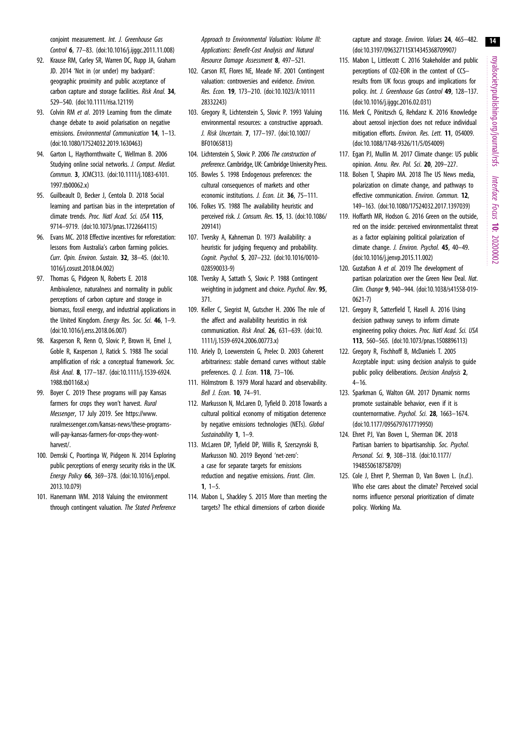conjoint measurement. *Int. J. Greenhouse Gas Control* **6**, 77–83. (doi:10.1016/j.ijggc.2011.11.008)

92. Krause RM, Carley SR, Warren DC, Rupp JA, Graham JD. 2014 'Not in (or under) my backyard': geographic proximity and public acceptance of carbon capture and storage facilities. *Risk Anal.* **34**, 529–540. (doi:10.1111/risa.12119)
93. Colvin RM *et al*. 2019 Learning from the climate change debate to avoid polarisation on negative emissions. *Environmental Communication* **14**, 1–13. (doi:10.1080/17524032.2019.1630463)
94. Garton L, Haythornthwaite C, Wellman B. 2006 Studying online social networks. *J. Comput. Mediat. Commun.* **3**, JCMC313. (doi:10.1111/j.1083-6101.1997.tb00062.x)
95. Guilbeault D, Becker J, Centola D. 2018 Social learning and partisan bias in the interpretation of climate trends. *Proc. Natl Acad. Sci. USA* **115**, 9714–9719. (doi:10.1073/pnas.1722664115)
96. Evans MC. 2018 Effective incentives for reforestation: lessons from Australia's carbon farming policies. *Curr. Opin. Environ. Sustain.* **32**, 38–45. (doi:10.1016/j.cosust.2018.04.002)
97. Thomas G, Pidgeon N, Roberts E. 2018 Ambivalence, naturalness and normality in public perceptions of carbon capture and storage in biomass, fossil energy, and industrial applications in the United Kingdom. *Energy Res. Soc. Sci.* **46**, 1–9. (doi:10.1016/j.erss.2018.06.007)
98. Kasperson R, Renn O, Slovic P, Brown H, Emel J, Goble R, Kasperson J, Ratick S. 1988 The social amplification of risk: a conceptual framework. *Soc. Risk Anal.* **8**, 177–187. (doi:10.1111/j.1539-6924.1988.tb01168.x)
99. Boyer C. 2019 These programs will pay Kansas farmers for crops they won't harvest. *Rural Messenger*, 17 July 2019. See https://www.ruralmessenger.com/kansas-news/these-programs-will-pay-kansas-farmers-for-crops-they-wont-harvest/.
100. Demski C, Poortinga W, Pidgeon N. 2014 Exploring public perceptions of energy security risks in the UK. *Energy Policy* **66**, 369–378. (doi:10.1016/j.enpol.2013.10.079)
101. Hanemann WM. 2018 Valuing the environment through contingent valuation. *The Stated Preference Approach to Environmental Valuation: Volume III: Applications: Benefit-Cost Analysis and Natural Resource Damage Assessment* **8**, 497–521.
102. Carson RT, Flores NE, Meade NF. 2001 Contingent valuation: controversies and evidence. *Environ. Res. Econ.* **19**, 173–210. (doi:10.1023/A:1011128332243)
103. Gregory R, Lichtenstein S, Slovic P. 1993 Valuing environmental resources: a constructive approach. *J. Risk Uncertain.* **7**, 177–197. (doi:10.1007/BF01065813)
104. Lichtenstein S, Slovic P. 2006 *The construction of preference*. Cambridge, UK: Cambridge University Press.
105. Bowles S. 1998 Endogenous preferences: the cultural consequences of markets and other economic institutions. *J. Econ. Lit.* **36**, 75–111.
106. Folkes VS. 1988 The availability heuristic and perceived risk. *J. Consum. Res.* **15**, 13. (doi:10.1086/209141)
107. Tversky A, Kahneman D. 1973 Availability: a heuristic for judging frequency and probability. *Cognit. Psychol.* **5**, 207–232. (doi:10.1016/0010-028590033-9)
108. Tversky A, Sattath S, Slovic P. 1988 Contingent weighting in judgment and choice. *Psychol. Rev*. **95**, 371.
109. Keller C, Siegrist M, Gutscher H. 2006 The role of the affect and availability heuristics in risk communication. *Risk Anal.* **26**, 631–639. (doi:10.1111/j.1539-6924.2006.00773.x)
110. Ariely D, Loewenstein G, Prelec D. 2003 Coherent arbitrariness: stable demand curves without stable preferences. *Q. J. Econ*. **118**, 73–106.
111. Hölmstrom B. 1979 Moral hazard and observability. *Bell J. Econ*. **10**, 74–91.
112. Markusson N, McLaren D, Tyfield D. 2018 Towards a cultural political economy of mitigation deterrence by negative emissions technologies (NETs). *Global Sustainability* **1**, 1–9.
113. McLaren DP, Tyfield DP, Willis R, Szerszynski B, Markusson NO. 2019 Beyond 'net-zero': a case for separate targets for emissions reduction and negative emissions. *Front. Clim*. **1**, 1–5.
114. Mabon L, Shackley S. 2015 More than meeting the targets? The ethical dimensions of carbon dioxide capture and storage. *Environ. Values* **24**, 465–482. (doi:10.3197/096327115X14345368709907)
115. Mabon L, Littlecott C. 2016 Stakeholder and public perceptions of CO2-EOR in the context of CCS–results from UK focus groups and implications for policy. *Int. J. Greenhouse Gas Control* **49**, 128–137. (doi:10.1016/j.ijggc.2016.02.031)
116. Merk C, Pönitzsch G, Rehdanz K. 2016 Knowledge about aerosol injection does not reduce individual mitigation efforts. *Environ. Res. Lett.* **11**, 054009. (doi:10.1088/1748-9326/11/5/054009)
117. Egan PJ, Mullin M. 2017 Climate change: US public opinion. *Annu. Rev. Pol. Sci*. **20**, 209–227.
118. Bolsen T, Shapiro MA. 2018 The US News media, polarization on climate change, and pathways to effective communication. *Environ. Commun.* **12**, 149–163. (doi:10.1080/17524032.2017.1397039)
119. Hoffarth MR, Hodson G. 2016 Green on the outside, red on the inside: perceived environmentalist threat as a factor explaining political polarization of climate change. *J. Environ. Psychol.* **45**, 40–49. (doi:10.1016/j.jenvp.2015.11.002)
120. Gustafson A *et al.* 2019 The development of partisan polarization over the Green New Deal. *Nat. Clim. Change* **9**, 940–944. (doi:10.1038/s41558-019-0621-7)
121. Gregory R, Satterfield T, Hasell A. 2016 Using decision pathway surveys to inform climate engineering policy choices. *Proc. Natl Acad. Sci. USA* **113**, 560–565. (doi:10.1073/pnas.1508896113)
122. Gregory R, Fischhoff B, McDaniels T. 2005 Acceptable input: using decision analysis to guide public policy deliberations. *Decision Analysis* **2**, 4–16.
123. Sparkman G, Walton GM. 2017 Dynamic norms promote sustainable behavior, even if it is counternormative. *Psychol. Sci*. **28**, 1663–1674. (doi:10.1177/0956797617719950)
124. Ehret PJ, Van Boven L, Sherman DK. 2018 Partisan barriers to bipartisanship. *Soc. Psychol. Personal. Sci.* **9**, 308–318. (doi:10.1177/1948550618758709)
125. Cole J, Ehret P, Sherman D, Van Boven L. (n.*d*.). Who else cares about the climate? Perceived social norms influence personal prioritization of climate policy. Working Ma.